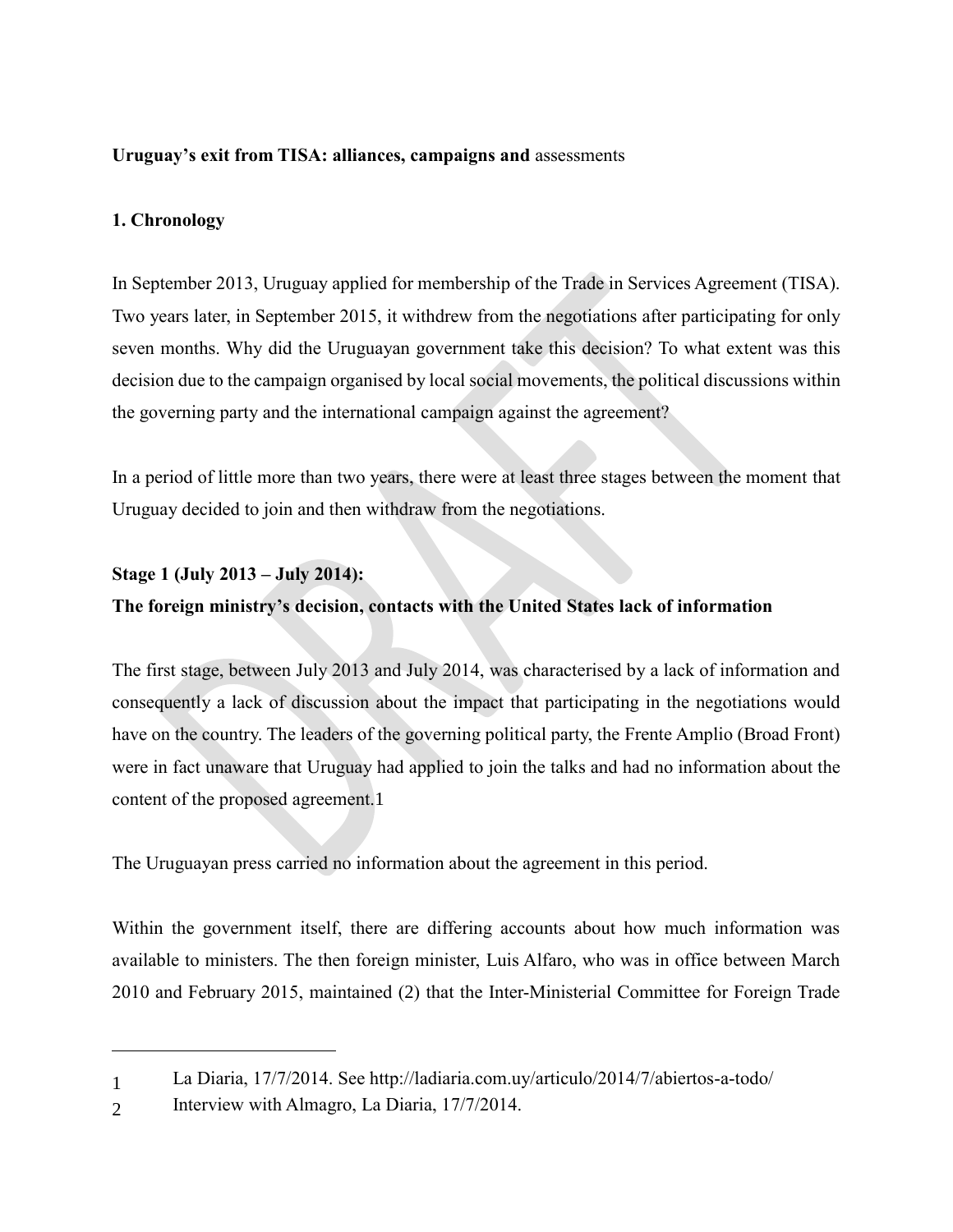**Uruguay's exit from TISA: alliances, campaigns and** assessments

## 1. Chronology

In September 2013, Uruguay applied for membership of the Trade in Services Agreement (TISA). Two years later, in September 2015, it withdrew from the negotiations after participating for only seven months. Why did the Uruguayan government take this decision? To what extent was this decision due to the campaign organised by local social movements, the political discussions within the governing party and the international campaign against the agreement?

In a period of little more than two years, there were at least three stages between the moment that Uruguay decided to join and then withdraw from the negotiations.

### Stage 1 (July 2013 – July 2014):
### The foreign ministry's decision, contacts with the United States lack of information

The first stage, between July 2013 and July 2014, was characterised by a lack of information and consequently a lack of discussion about the impact that participating in the negotiations would have on the country. The leaders of the governing political party, the Frente Amplio (Broad Front) were in fact unaware that Uruguay had applied to join the talks and had no information about the content of the proposed agreement.1

The Uruguayan press carried no information about the agreement in this period.

Within the government itself, there are differing accounts about how much information was available to ministers. The then foreign minister, Luis Alfaro, who was in office between March 2010 and February 2015, maintained (2) that the Inter-Ministerial Committee for Foreign Trade

---

1 La Diaria, 17/7/2014. See http://ladiaria.com.uy/articulo/2014/7/abiertos-a-todo/

2 Interview with Almagro, La Diaria, 17/7/2014.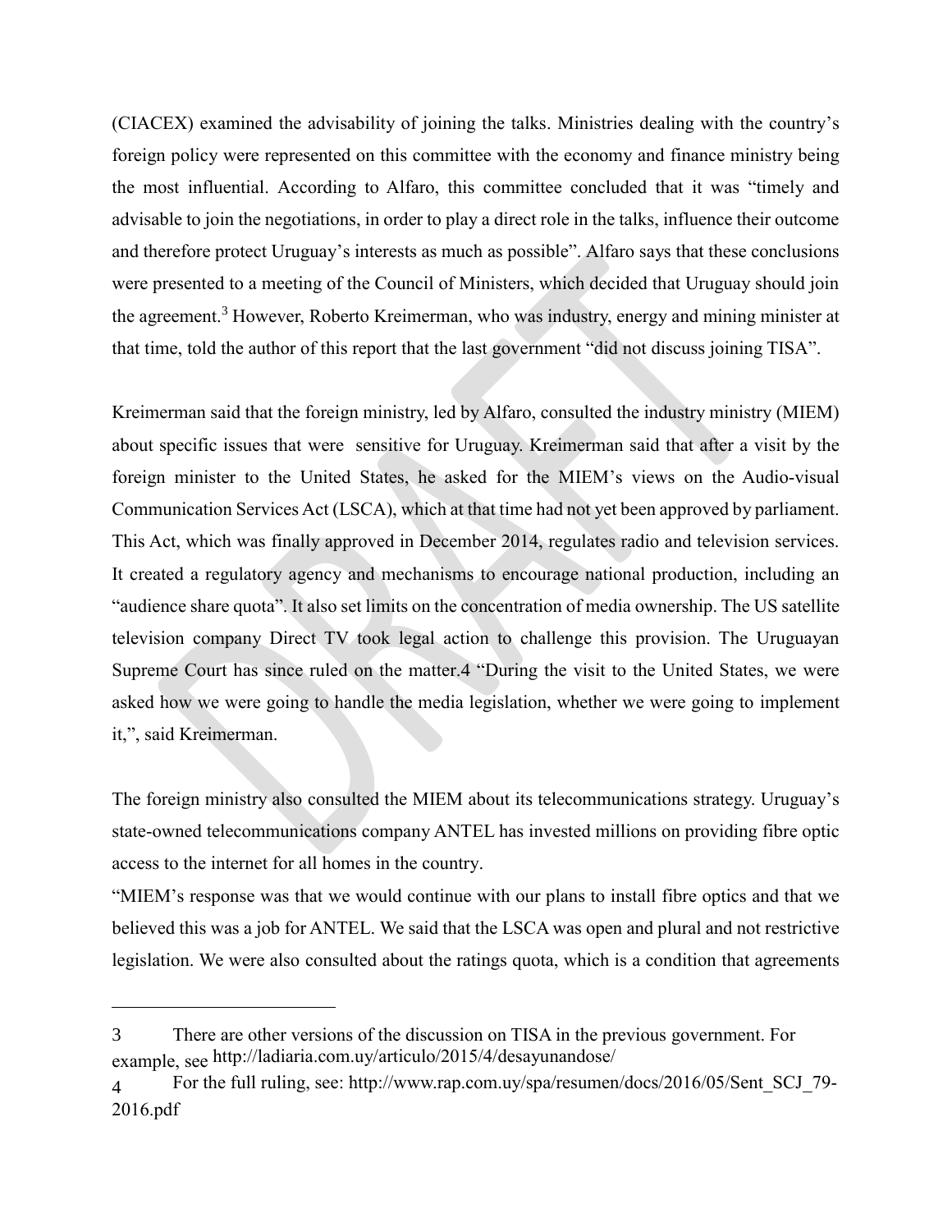(CIACEX) examined the advisability of joining the talks. Ministries dealing with the country's foreign policy were represented on this committee with the economy and finance ministry being the most influential. According to Alfaro, this committee concluded that it was "timely and advisable to join the negotiations, in order to play a direct role in the talks, influence their outcome and therefore protect Uruguay's interests as much as possible". Alfaro says that these conclusions were presented to a meeting of the Council of Ministers, which decided that Uruguay should join the agreement.[3] However, Roberto Kreimerman, who was industry, energy and mining minister at that time, told the author of this report that the last government "did not discuss joining TISA".

Kreimerman said that the foreign ministry, led by Alfaro, consulted the industry ministry (MIEM) about specific issues that were sensitive for Uruguay. Kreimerman said that after a visit by the foreign minister to the United States, he asked for the MIEM's views on the Audio-visual Communication Services Act (LSCA), which at that time had not yet been approved by parliament. This Act, which was finally approved in December 2014, regulates radio and television services. It created a regulatory agency and mechanisms to encourage national production, including an "audience share quota". It also set limits on the concentration of media ownership. The US satellite television company Direct TV took legal action to challenge this provision. The Uruguayan Supreme Court has since ruled on the matter.4 "During the visit to the United States, we were asked how we were going to handle the media legislation, whether we were going to implement it,", said Kreimerman.

The foreign ministry also consulted the MIEM about its telecommunications strategy. Uruguay's state-owned telecommunications company ANTEL has invested millions on providing fibre optic access to the internet for all homes in the country.

"MIEM's response was that we would continue with our plans to install fibre optics and that we believed this was a job for ANTEL. We said that the LSCA was open and plural and not restrictive legislation. We were also consulted about the ratings quota, which is a condition that agreements

---

3 There are other versions of the discussion on TISA in the previous government. For example, see http://ladiaria.com.uy/articulo/2015/4/desayunandose/

4 For the full ruling, see: http://www.rap.com.uy/spa/resumen/docs/2016/05/Sent_SCJ_79-2016.pdf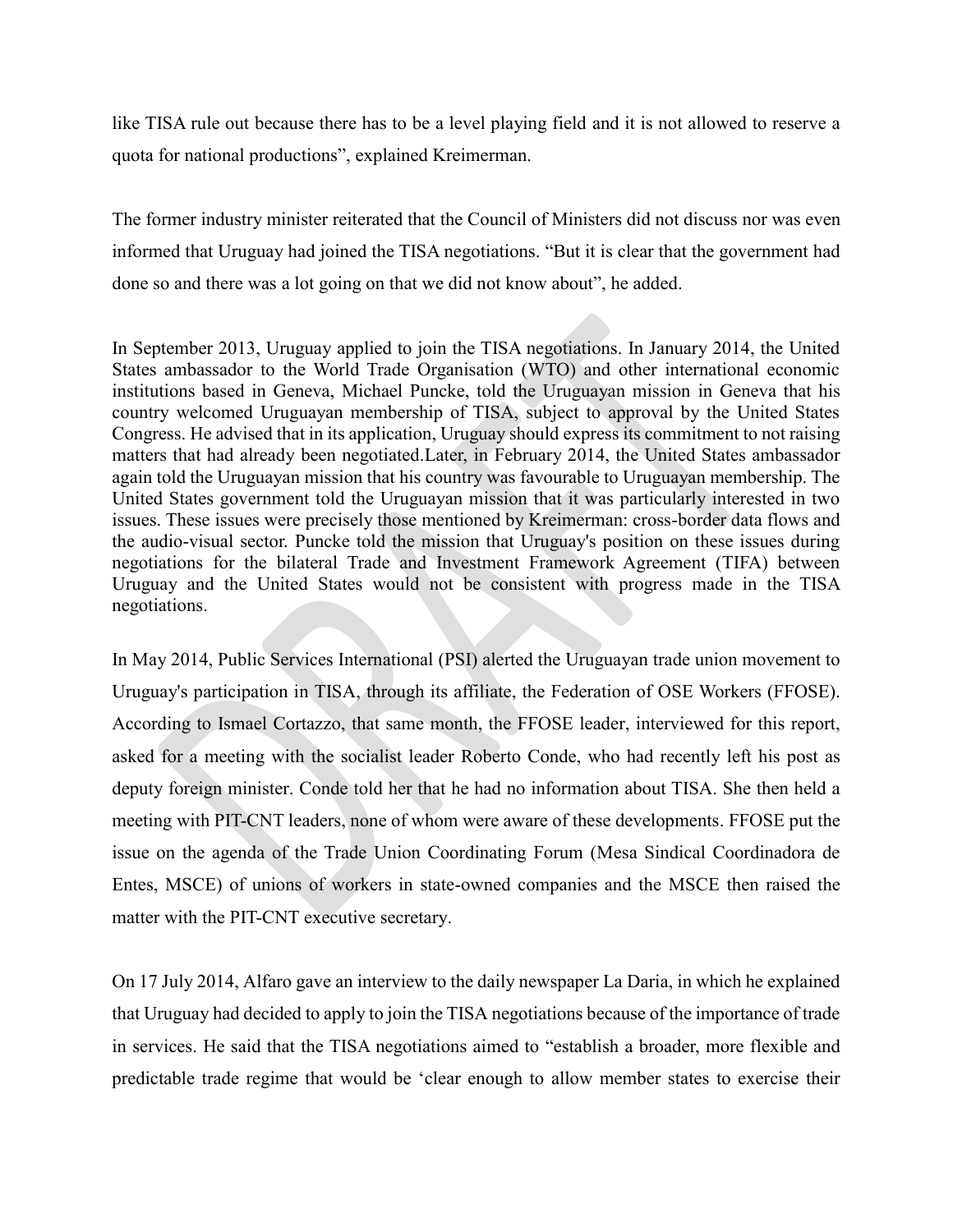like TISA rule out because there has to be a level playing field and it is not allowed to reserve a quota for national productions", explained Kreimerman.

The former industry minister reiterated that the Council of Ministers did not discuss nor was even informed that Uruguay had joined the TISA negotiations. "But it is clear that the government had done so and there was a lot going on that we did not know about", he added.

In September 2013, Uruguay applied to join the TISA negotiations. In January 2014, the United States ambassador to the World Trade Organisation (WTO) and other international economic institutions based in Geneva, Michael Puncke, told the Uruguayan mission in Geneva that his country welcomed Uruguayan membership of TISA, subject to approval by the United States Congress. He advised that in its application, Uruguay should express its commitment to not raising matters that had already been negotiated.Later, in February 2014, the United States ambassador again told the Uruguayan mission that his country was favourable to Uruguayan membership. The United States government told the Uruguayan mission that it was particularly interested in two issues. These issues were precisely those mentioned by Kreimerman: cross-border data flows and the audio-visual sector. Puncke told the mission that Uruguay's position on these issues during negotiations for the bilateral Trade and Investment Framework Agreement (TIFA) between Uruguay and the United States would not be consistent with progress made in the TISA negotiations.

In May 2014, Public Services International (PSI) alerted the Uruguayan trade union movement to Uruguay's participation in TISA, through its affiliate, the Federation of OSE Workers (FFOSE). According to Ismael Cortazzo, that same month, the FFOSE leader, interviewed for this report, asked for a meeting with the socialist leader Roberto Conde, who had recently left his post as deputy foreign minister. Conde told her that he had no information about TISA. She then held a meeting with PIT-CNT leaders, none of whom were aware of these developments. FFOSE put the issue on the agenda of the Trade Union Coordinating Forum (Mesa Sindical Coordinadora de Entes, MSCE) of unions of workers in state-owned companies and the MSCE then raised the matter with the PIT-CNT executive secretary.

On 17 July 2014, Alfaro gave an interview to the daily newspaper La Daria, in which he explained that Uruguay had decided to apply to join the TISA negotiations because of the importance of trade in services. He said that the TISA negotiations aimed to "establish a broader, more flexible and predictable trade regime that would be 'clear enough to allow member states to exercise their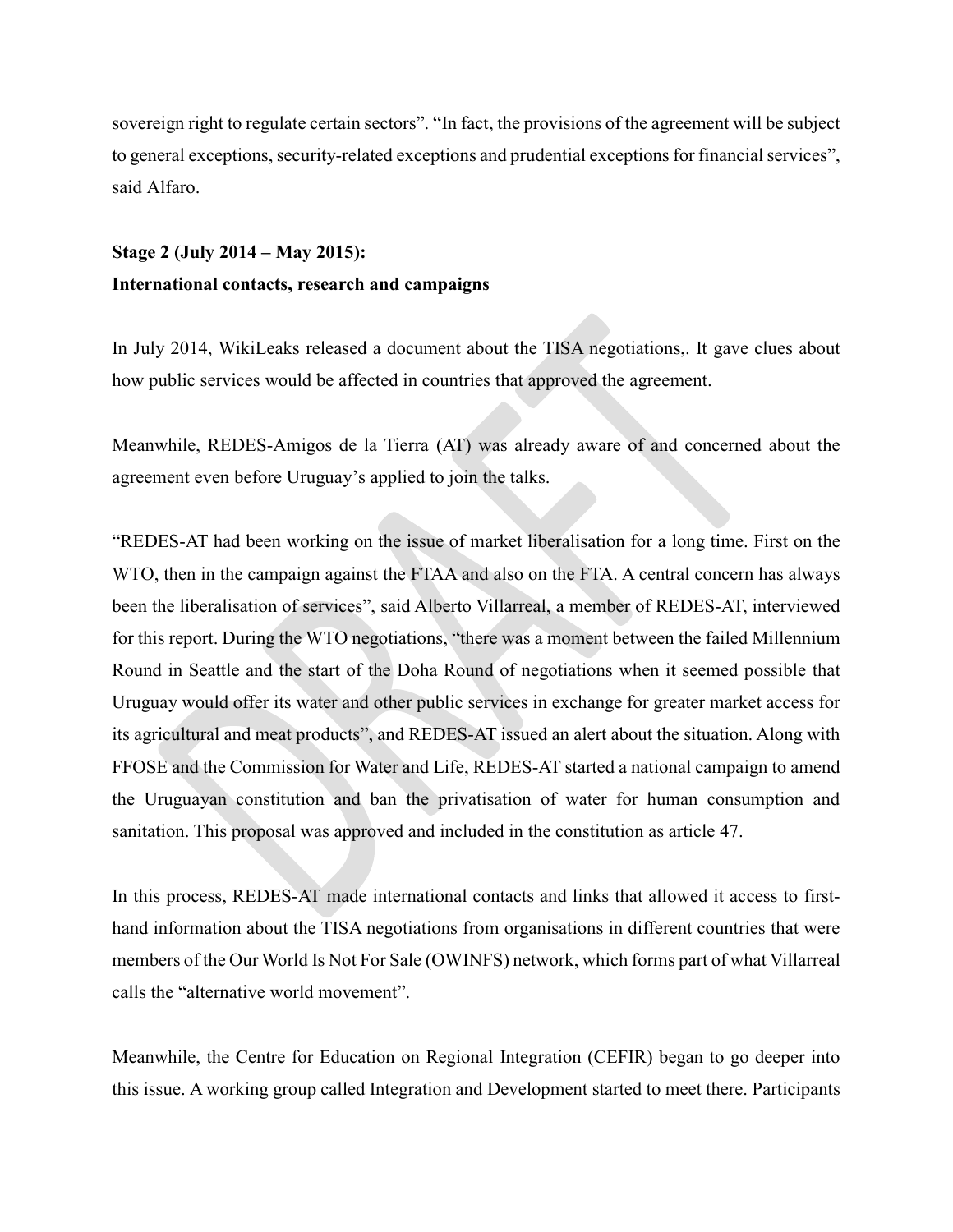sovereign right to regulate certain sectors". "In fact, the provisions of the agreement will be subject to general exceptions, security-related exceptions and prudential exceptions for financial services", said Alfaro.

**Stage 2 (July 2014 – May 2015):**
**International contacts, research and campaigns**

In July 2014, WikiLeaks released a document about the TISA negotiations,. It gave clues about how public services would be affected in countries that approved the agreement.

Meanwhile, REDES-Amigos de la Tierra (AT) was already aware of and concerned about the agreement even before Uruguay's applied to join the talks.

"REDES-AT had been working on the issue of market liberalisation for a long time. First on the WTO, then in the campaign against the FTAA and also on the FTA. A central concern has always been the liberalisation of services", said Alberto Villarreal, a member of REDES-AT, interviewed for this report. During the WTO negotiations, "there was a moment between the failed Millennium Round in Seattle and the start of the Doha Round of negotiations when it seemed possible that Uruguay would offer its water and other public services in exchange for greater market access for its agricultural and meat products", and REDES-AT issued an alert about the situation. Along with FFOSE and the Commission for Water and Life, REDES-AT started a national campaign to amend the Uruguayan constitution and ban the privatisation of water for human consumption and sanitation. This proposal was approved and included in the constitution as article 47.

In this process, REDES-AT made international contacts and links that allowed it access to first-hand information about the TISA negotiations from organisations in different countries that were members of the Our World Is Not For Sale (OWINFS) network, which forms part of what Villarreal calls the "alternative world movement".

Meanwhile, the Centre for Education on Regional Integration (CEFIR) began to go deeper into this issue. A working group called Integration and Development started to meet there. Participants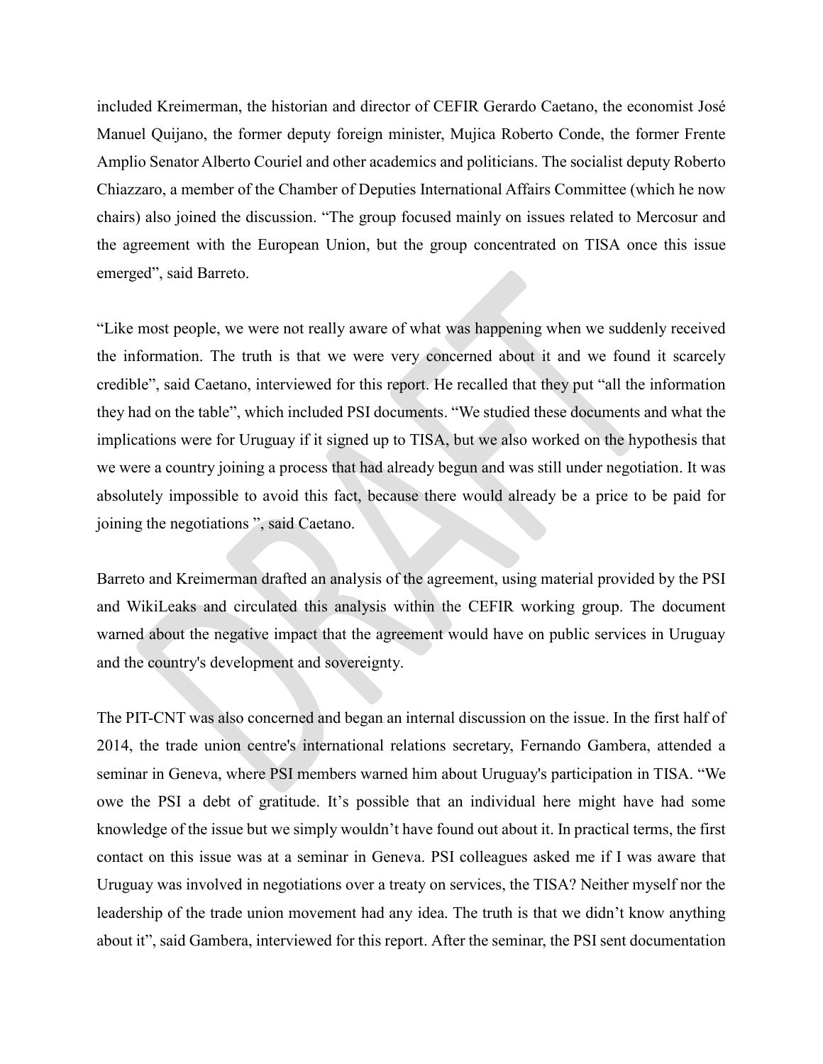included Kreimerman, the historian and director of CEFIR Gerardo Caetano, the economist José Manuel Quijano, the former deputy foreign minister, Mujica Roberto Conde, the former Frente Amplio Senator Alberto Couriel and other academics and politicians. The socialist deputy Roberto Chiazzaro, a member of the Chamber of Deputies International Affairs Committee (which he now chairs) also joined the discussion. "The group focused mainly on issues related to Mercosur and the agreement with the European Union, but the group concentrated on TISA once this issue emerged", said Barreto.

"Like most people, we were not really aware of what was happening when we suddenly received the information. The truth is that we were very concerned about it and we found it scarcely credible", said Caetano, interviewed for this report. He recalled that they put "all the information they had on the table", which included PSI documents. "We studied these documents and what the implications were for Uruguay if it signed up to TISA, but we also worked on the hypothesis that we were a country joining a process that had already begun and was still under negotiation. It was absolutely impossible to avoid this fact, because there would already be a price to be paid for joining the negotiations ", said Caetano.

Barreto and Kreimerman drafted an analysis of the agreement, using material provided by the PSI and WikiLeaks and circulated this analysis within the CEFIR working group. The document warned about the negative impact that the agreement would have on public services in Uruguay and the country's development and sovereignty.

The PIT-CNT was also concerned and began an internal discussion on the issue. In the first half of 2014, the trade union centre's international relations secretary, Fernando Gambera, attended a seminar in Geneva, where PSI members warned him about Uruguay's participation in TISA. "We owe the PSI a debt of gratitude. It's possible that an individual here might have had some knowledge of the issue but we simply wouldn't have found out about it. In practical terms, the first contact on this issue was at a seminar in Geneva. PSI colleagues asked me if I was aware that Uruguay was involved in negotiations over a treaty on services, the TISA? Neither myself nor the leadership of the trade union movement had any idea. The truth is that we didn't know anything about it", said Gambera, interviewed for this report. After the seminar, the PSI sent documentation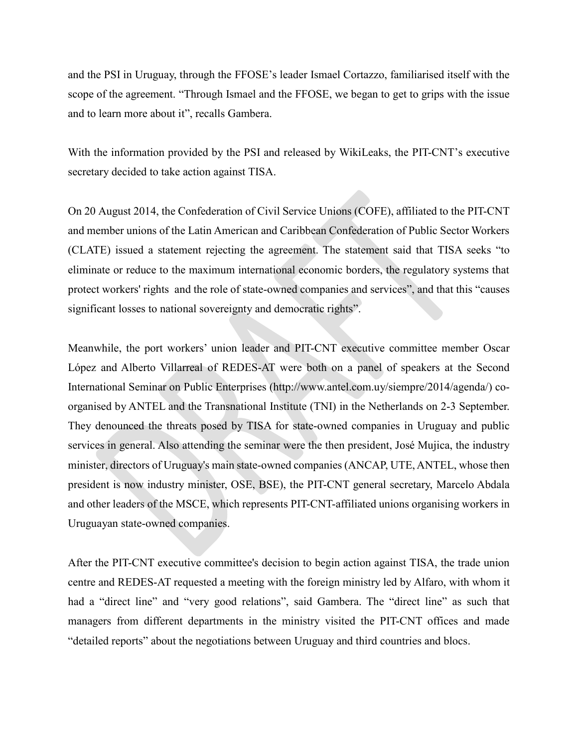and the PSI in Uruguay, through the FFOSE's leader Ismael Cortazzo, familiarised itself with the scope of the agreement. "Through Ismael and the FFOSE, we began to get to grips with the issue and to learn more about it", recalls Gambera.

With the information provided by the PSI and released by WikiLeaks, the PIT-CNT's executive secretary decided to take action against TISA.

On 20 August 2014, the Confederation of Civil Service Unions (COFE), affiliated to the PIT-CNT and member unions of the Latin American and Caribbean Confederation of Public Sector Workers (CLATE) issued a statement rejecting the agreement. The statement said that TISA seeks "to eliminate or reduce to the maximum international economic borders, the regulatory systems that protect workers' rights and the role of state-owned companies and services", and that this "causes significant losses to national sovereignty and democratic rights".

Meanwhile, the port workers' union leader and PIT-CNT executive committee member Oscar López and Alberto Villarreal of REDES-AT were both on a panel of speakers at the Second International Seminar on Public Enterprises (http://www.antel.com.uy/siempre/2014/agenda/) co-organised by ANTEL and the Transnational Institute (TNI) in the Netherlands on 2-3 September. They denounced the threats posed by TISA for state-owned companies in Uruguay and public services in general. Also attending the seminar were the then president, José Mujica, the industry minister, directors of Uruguay's main state-owned companies (ANCAP, UTE, ANTEL, whose then president is now industry minister, OSE, BSE), the PIT-CNT general secretary, Marcelo Abdala and other leaders of the MSCE, which represents PIT-CNT-affiliated unions organising workers in Uruguayan state-owned companies.

After the PIT-CNT executive committee's decision to begin action against TISA, the trade union centre and REDES-AT requested a meeting with the foreign ministry led by Alfaro, with whom it had a "direct line" and "very good relations", said Gambera. The "direct line" as such that managers from different departments in the ministry visited the PIT-CNT offices and made "detailed reports" about the negotiations between Uruguay and third countries and blocs.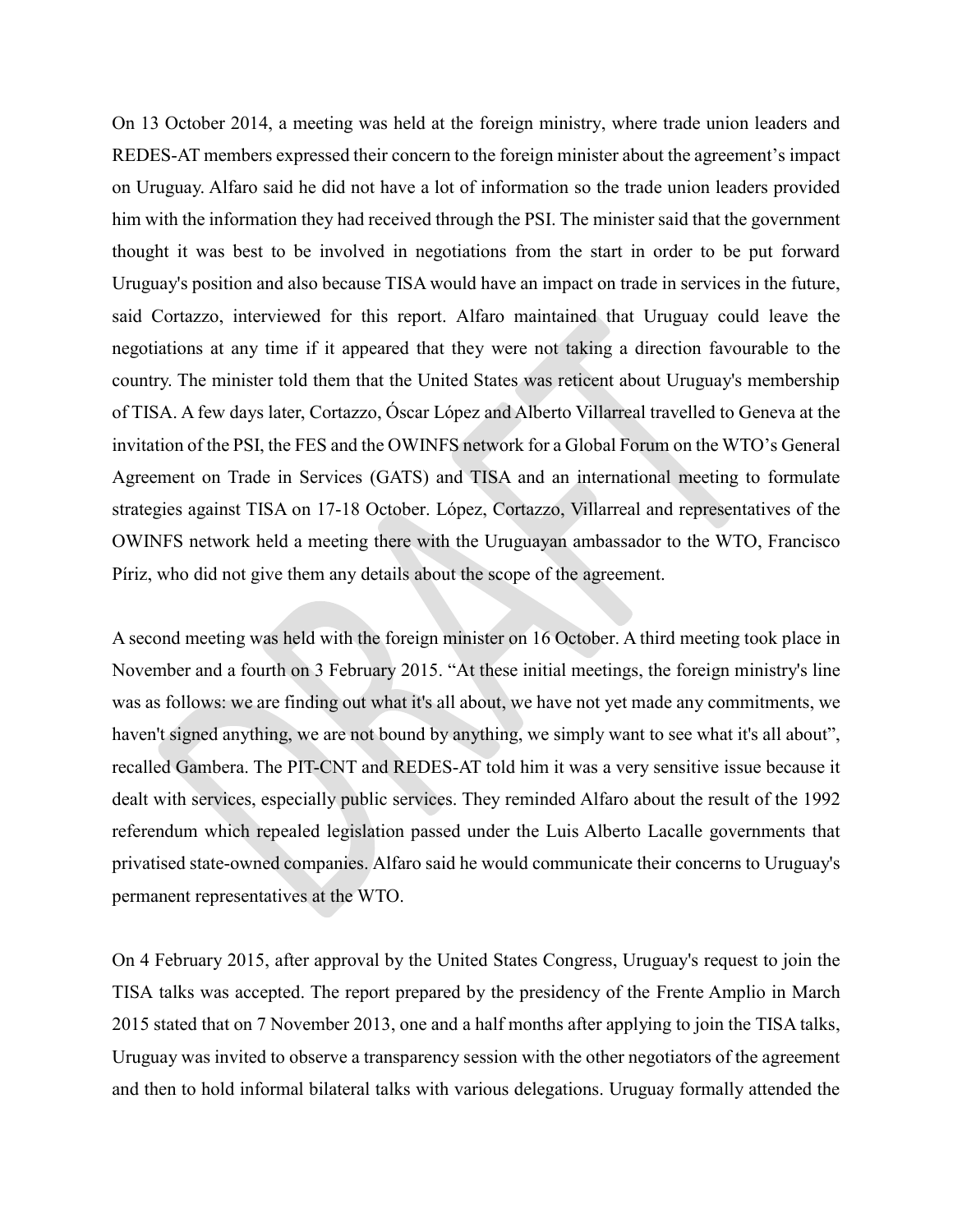On 13 October 2014, a meeting was held at the foreign ministry, where trade union leaders and REDES-AT members expressed their concern to the foreign minister about the agreement's impact on Uruguay. Alfaro said he did not have a lot of information so the trade union leaders provided him with the information they had received through the PSI. The minister said that the government thought it was best to be involved in negotiations from the start in order to be put forward Uruguay's position and also because TISA would have an impact on trade in services in the future, said Cortazzo, interviewed for this report. Alfaro maintained that Uruguay could leave the negotiations at any time if it appeared that they were not taking a direction favourable to the country. The minister told them that the United States was reticent about Uruguay's membership of TISA. A few days later, Cortazzo, Óscar López and Alberto Villarreal travelled to Geneva at the invitation of the PSI, the FES and the OWINFS network for a Global Forum on the WTO's General Agreement on Trade in Services (GATS) and TISA and an international meeting to formulate strategies against TISA on 17-18 October. López, Cortazzo, Villarreal and representatives of the OWINFS network held a meeting there with the Uruguayan ambassador to the WTO, Francisco Píriz, who did not give them any details about the scope of the agreement.

A second meeting was held with the foreign minister on 16 October. A third meeting took place in November and a fourth on 3 February 2015. "At these initial meetings, the foreign ministry's line was as follows: we are finding out what it's all about, we have not yet made any commitments, we haven't signed anything, we are not bound by anything, we simply want to see what it's all about", recalled Gambera. The PIT-CNT and REDES-AT told him it was a very sensitive issue because it dealt with services, especially public services. They reminded Alfaro about the result of the 1992 referendum which repealed legislation passed under the Luis Alberto Lacalle governments that privatised state-owned companies. Alfaro said he would communicate their concerns to Uruguay's permanent representatives at the WTO.

On 4 February 2015, after approval by the United States Congress, Uruguay's request to join the TISA talks was accepted. The report prepared by the presidency of the Frente Amplio in March 2015 stated that on 7 November 2013, one and a half months after applying to join the TISA talks, Uruguay was invited to observe a transparency session with the other negotiators of the agreement and then to hold informal bilateral talks with various delegations. Uruguay formally attended the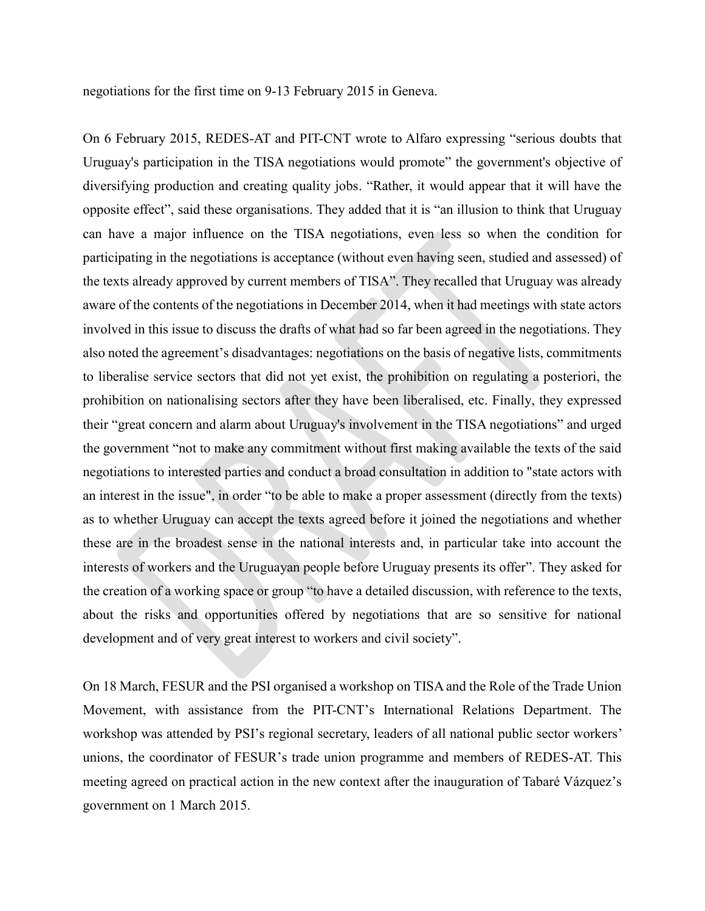negotiations for the first time on 9-13 February 2015 in Geneva.

On 6 February 2015, REDES-AT and PIT-CNT wrote to Alfaro expressing "serious doubts that Uruguay's participation in the TISA negotiations would promote" the government's objective of diversifying production and creating quality jobs. "Rather, it would appear that it will have the opposite effect", said these organisations. They added that it is "an illusion to think that Uruguay can have a major influence on the TISA negotiations, even less so when the condition for participating in the negotiations is acceptance (without even having seen, studied and assessed) of the texts already approved by current members of TISA". They recalled that Uruguay was already aware of the contents of the negotiations in December 2014, when it had meetings with state actors involved in this issue to discuss the drafts of what had so far been agreed in the negotiations. They also noted the agreement's disadvantages: negotiations on the basis of negative lists, commitments to liberalise service sectors that did not yet exist, the prohibition on regulating a posteriori, the prohibition on nationalising sectors after they have been liberalised, etc. Finally, they expressed their "great concern and alarm about Uruguay's involvement in the TISA negotiations" and urged the government "not to make any commitment without first making available the texts of the said negotiations to interested parties and conduct a broad consultation in addition to "state actors with an interest in the issue", in order "to be able to make a proper assessment (directly from the texts) as to whether Uruguay can accept the texts agreed before it joined the negotiations and whether these are in the broadest sense in the national interests and, in particular take into account the interests of workers and the Uruguayan people before Uruguay presents its offer". They asked for the creation of a working space or group "to have a detailed discussion, with reference to the texts, about the risks and opportunities offered by negotiations that are so sensitive for national development and of very great interest to workers and civil society".

On 18 March, FESUR and the PSI organised a workshop on TISA and the Role of the Trade Union Movement, with assistance from the PIT-CNT's International Relations Department. The workshop was attended by PSI's regional secretary, leaders of all national public sector workers' unions, the coordinator of FESUR's trade union programme and members of REDES-AT. This meeting agreed on practical action in the new context after the inauguration of Tabaré Vázquez's government on 1 March 2015.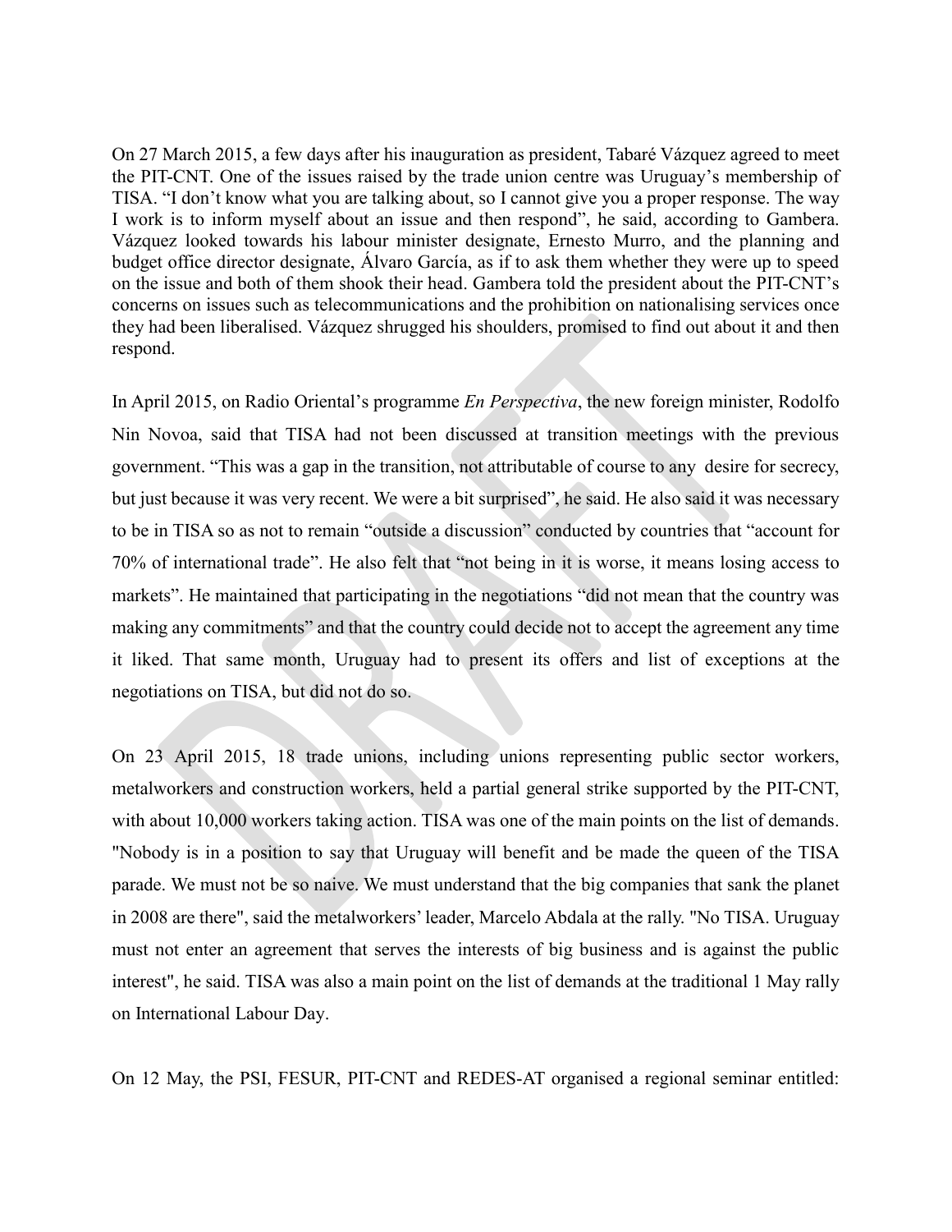On 27 March 2015, a few days after his inauguration as president, Tabaré Vázquez agreed to meet the PIT-CNT. One of the issues raised by the trade union centre was Uruguay's membership of TISA. "I don't know what you are talking about, so I cannot give you a proper response. The way I work is to inform myself about an issue and then respond", he said, according to Gambera. Vázquez looked towards his labour minister designate, Ernesto Murro, and the planning and budget office director designate, Álvaro García, as if to ask them whether they were up to speed on the issue and both of them shook their head. Gambera told the president about the PIT-CNT's concerns on issues such as telecommunications and the prohibition on nationalising services once they had been liberalised. Vázquez shrugged his shoulders, promised to find out about it and then respond.

In April 2015, on Radio Oriental's programme *En Perspectiva*, the new foreign minister, Rodolfo Nin Novoa, said that TISA had not been discussed at transition meetings with the previous government. "This was a gap in the transition, not attributable of course to any desire for secrecy, but just because it was very recent. We were a bit surprised", he said. He also said it was necessary to be in TISA so as not to remain "outside a discussion" conducted by countries that "account for 70% of international trade". He also felt that "not being in it is worse, it means losing access to markets". He maintained that participating in the negotiations "did not mean that the country was making any commitments" and that the country could decide not to accept the agreement any time it liked. That same month, Uruguay had to present its offers and list of exceptions at the negotiations on TISA, but did not do so.

On 23 April 2015, 18 trade unions, including unions representing public sector workers, metalworkers and construction workers, held a partial general strike supported by the PIT-CNT, with about 10,000 workers taking action. TISA was one of the main points on the list of demands. "Nobody is in a position to say that Uruguay will benefit and be made the queen of the TISA parade. We must not be so naive. We must understand that the big companies that sank the planet in 2008 are there", said the metalworkers' leader, Marcelo Abdala at the rally. "No TISA. Uruguay must not enter an agreement that serves the interests of big business and is against the public interest", he said. TISA was also a main point on the list of demands at the traditional 1 May rally on International Labour Day.

On 12 May, the PSI, FESUR, PIT-CNT and REDES-AT organised a regional seminar entitled: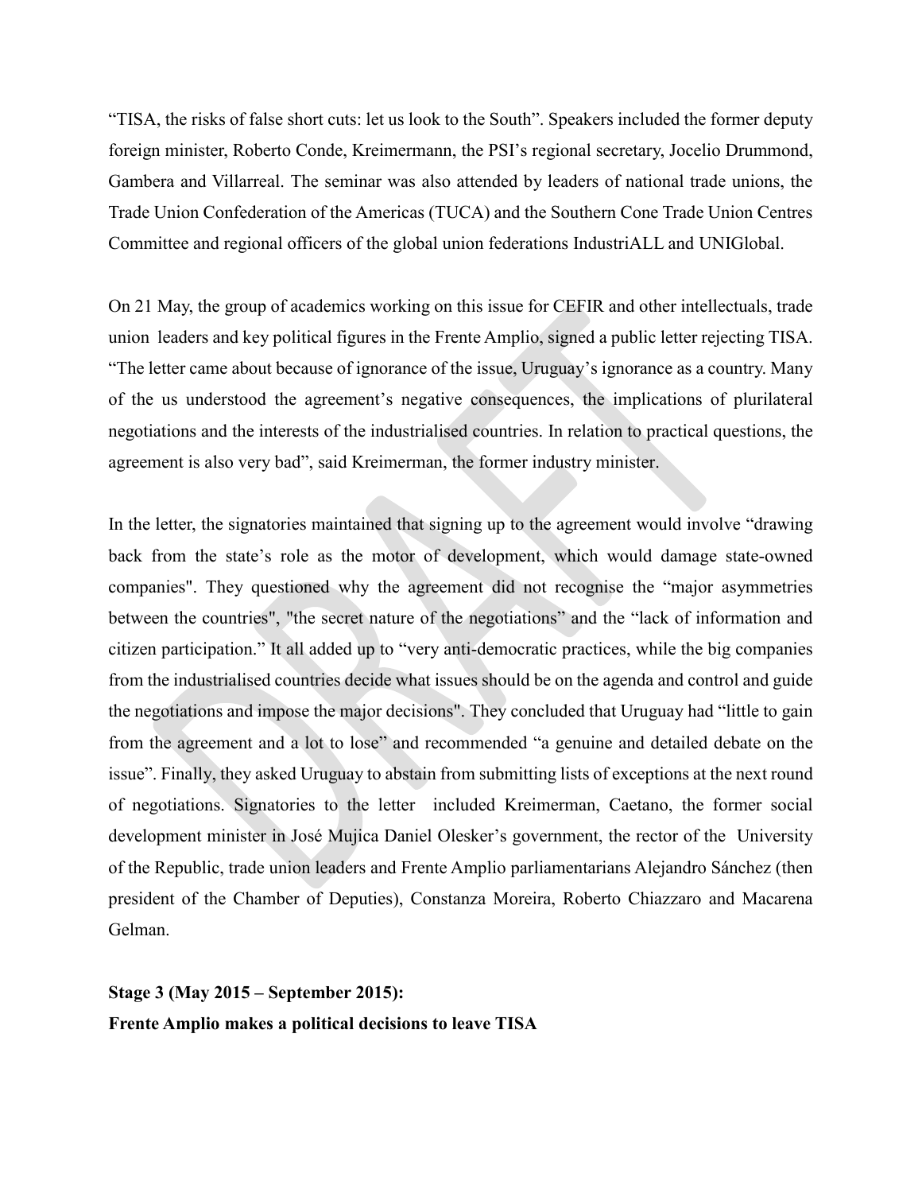"TISA, the risks of false short cuts: let us look to the South". Speakers included the former deputy foreign minister, Roberto Conde, Kreimermann, the PSI's regional secretary, Jocelio Drummond, Gambera and Villarreal. The seminar was also attended by leaders of national trade unions, the Trade Union Confederation of the Americas (TUCA) and the Southern Cone Trade Union Centres Committee and regional officers of the global union federations IndustriALL and UNIGlobal.

On 21 May, the group of academics working on this issue for CEFIR and other intellectuals, trade union leaders and key political figures in the Frente Amplio, signed a public letter rejecting TISA. "The letter came about because of ignorance of the issue, Uruguay's ignorance as a country. Many of the us understood the agreement's negative consequences, the implications of plurilateral negotiations and the interests of the industrialised countries. In relation to practical questions, the agreement is also very bad", said Kreimerman, the former industry minister.

In the letter, the signatories maintained that signing up to the agreement would involve "drawing back from the state's role as the motor of development, which would damage state-owned companies". They questioned why the agreement did not recognise the "major asymmetries between the countries", "the secret nature of the negotiations" and the "lack of information and citizen participation." It all added up to "very anti-democratic practices, while the big companies from the industrialised countries decide what issues should be on the agenda and control and guide the negotiations and impose the major decisions". They concluded that Uruguay had "little to gain from the agreement and a lot to lose" and recommended "a genuine and detailed debate on the issue". Finally, they asked Uruguay to abstain from submitting lists of exceptions at the next round of negotiations. Signatories to the letter included Kreimerman, Caetano, the former social development minister in José Mujica Daniel Olesker's government, the rector of the University of the Republic, trade union leaders and Frente Amplio parliamentarians Alejandro Sánchez (then president of the Chamber of Deputies), Constanza Moreira, Roberto Chiazzaro and Macarena Gelman.

**Stage 3 (May 2015 – September 2015):**
**Frente Amplio makes a political decisions to leave TISA**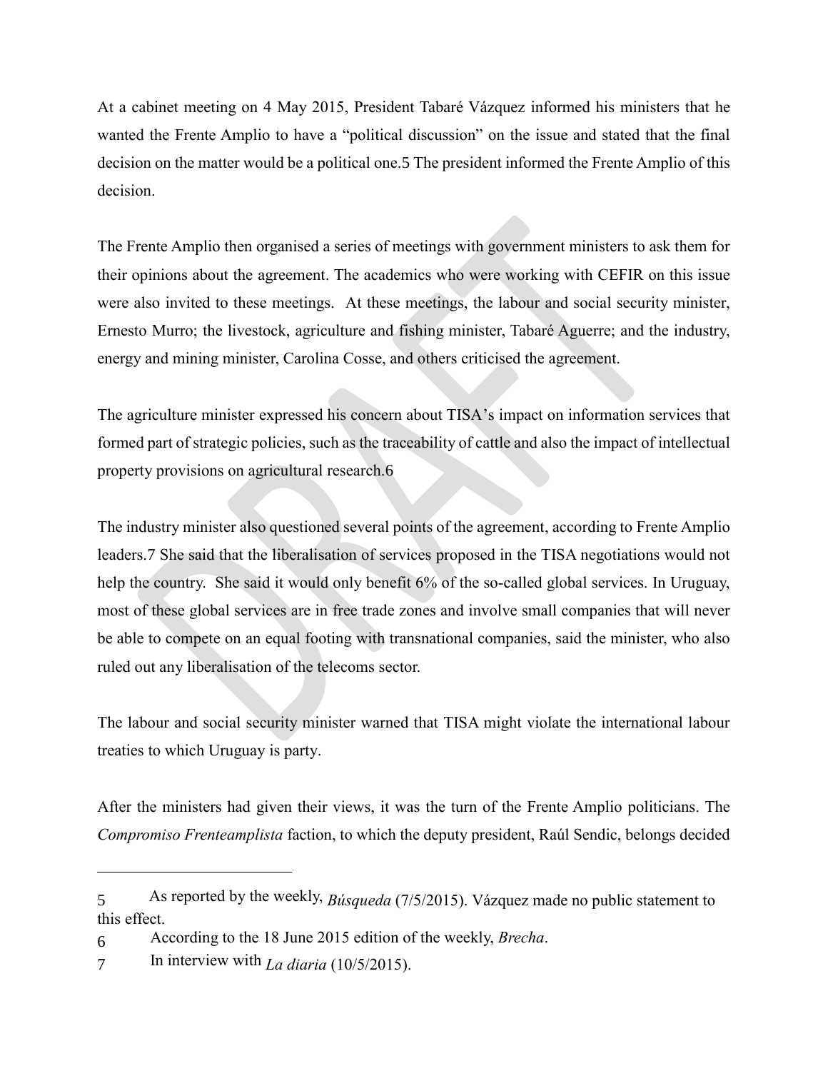At a cabinet meeting on 4 May 2015, President Tabaré Vázquez informed his ministers that he wanted the Frente Amplio to have a "political discussion" on the issue and stated that the final decision on the matter would be a political one.[5] The president informed the Frente Amplio of this decision.

The Frente Amplio then organised a series of meetings with government ministers to ask them for their opinions about the agreement. The academics who were working with CEFIR on this issue were also invited to these meetings. At these meetings, the labour and social security minister, Ernesto Murro; the livestock, agriculture and fishing minister, Tabaré Aguerre; and the industry, energy and mining minister, Carolina Cosse, and others criticised the agreement.

The agriculture minister expressed his concern about TISA's impact on information services that formed part of strategic policies, such as the traceability of cattle and also the impact of intellectual property provisions on agricultural research.[6]

The industry minister also questioned several points of the agreement, according to Frente Amplio leaders.[7] She said that the liberalisation of services proposed in the TISA negotiations would not help the country. She said it would only benefit 6% of the so-called global services. In Uruguay, most of these global services are in free trade zones and involve small companies that will never be able to compete on an equal footing with transnational companies, said the minister, who also ruled out any liberalisation of the telecoms sector.

The labour and social security minister warned that TISA might violate the international labour treaties to which Uruguay is party.

After the ministers had given their views, it was the turn of the Frente Amplio politicians. The *Compromiso Frenteamplista* faction, to which the deputy president, Raúl Sendic, belongs decided

---

5 As reported by the weekly, *Búsqueda* (7/5/2015). Vázquez made no public statement to this effect.

6 According to the 18 June 2015 edition of the weekly, *Brecha*.

7 In interview with *La diaria* (10/5/2015).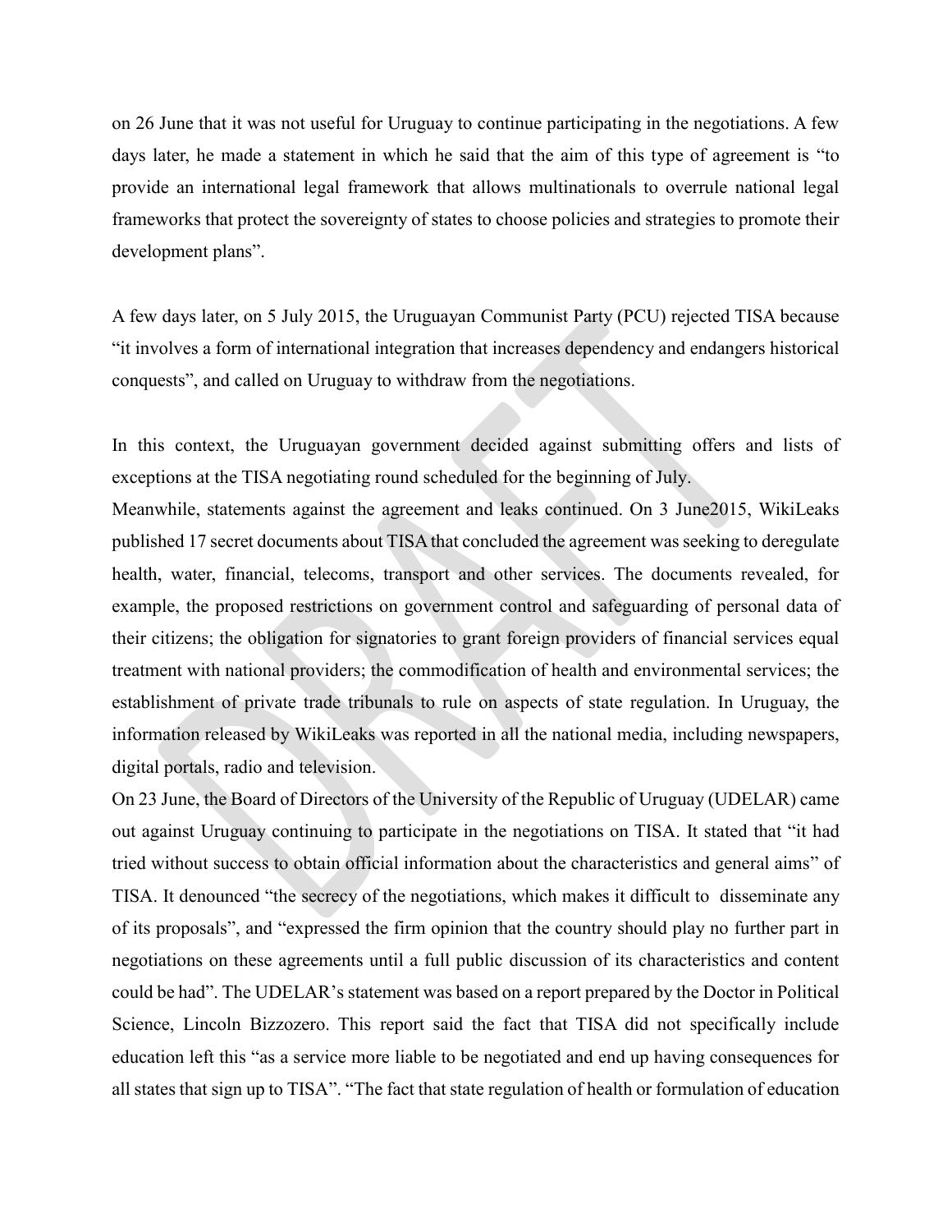on 26 June that it was not useful for Uruguay to continue participating in the negotiations. A few days later, he made a statement in which he said that the aim of this type of agreement is "to provide an international legal framework that allows multinationals to overrule national legal frameworks that protect the sovereignty of states to choose policies and strategies to promote their development plans".

A few days later, on 5 July 2015, the Uruguayan Communist Party (PCU) rejected TISA because "it involves a form of international integration that increases dependency and endangers historical conquests", and called on Uruguay to withdraw from the negotiations.

In this context, the Uruguayan government decided against submitting offers and lists of exceptions at the TISA negotiating round scheduled for the beginning of July.

Meanwhile, statements against the agreement and leaks continued. On 3 June2015, WikiLeaks published 17 secret documents about TISA that concluded the agreement was seeking to deregulate health, water, financial, telecoms, transport and other services. The documents revealed, for example, the proposed restrictions on government control and safeguarding of personal data of their citizens; the obligation for signatories to grant foreign providers of financial services equal treatment with national providers; the commodification of health and environmental services; the establishment of private trade tribunals to rule on aspects of state regulation. In Uruguay, the information released by WikiLeaks was reported in all the national media, including newspapers, digital portals, radio and television.

On 23 June, the Board of Directors of the University of the Republic of Uruguay (UDELAR) came out against Uruguay continuing to participate in the negotiations on TISA. It stated that "it had tried without success to obtain official information about the characteristics and general aims" of TISA. It denounced "the secrecy of the negotiations, which makes it difficult to disseminate any of its proposals", and "expressed the firm opinion that the country should play no further part in negotiations on these agreements until a full public discussion of its characteristics and content could be had". The UDELAR's statement was based on a report prepared by the Doctor in Political Science, Lincoln Bizzozero. This report said the fact that TISA did not specifically include education left this "as a service more liable to be negotiated and end up having consequences for all states that sign up to TISA". "The fact that state regulation of health or formulation of education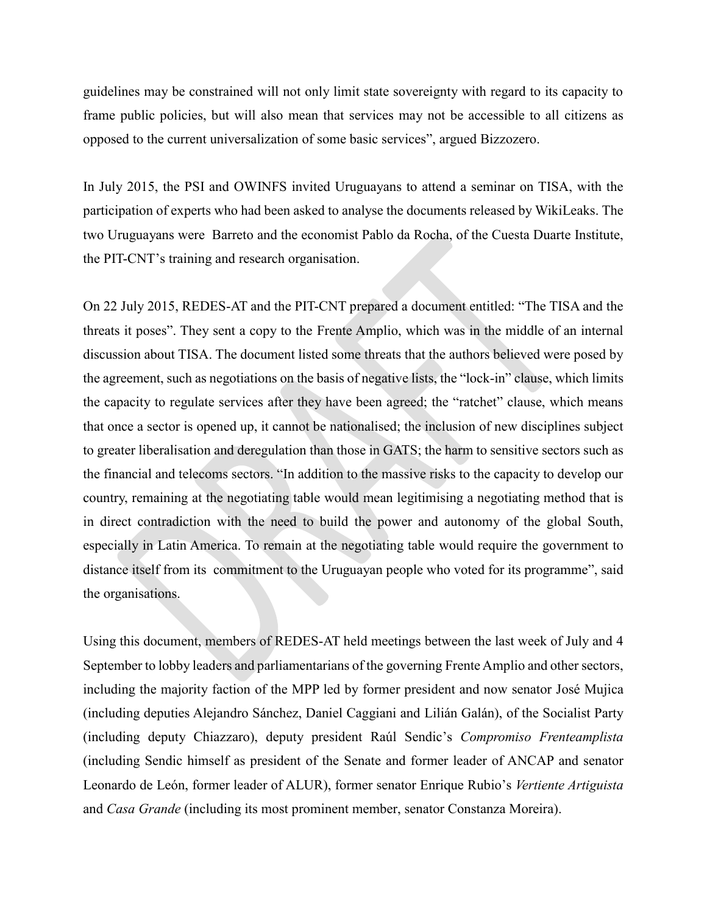guidelines may be constrained will not only limit state sovereignty with regard to its capacity to frame public policies, but will also mean that services may not be accessible to all citizens as opposed to the current universalization of some basic services", argued Bizzozero.

In July 2015, the PSI and OWINFS invited Uruguayans to attend a seminar on TISA, with the participation of experts who had been asked to analyse the documents released by WikiLeaks. The two Uruguayans were Barreto and the economist Pablo da Rocha, of the Cuesta Duarte Institute, the PIT-CNT's training and research organisation.

On 22 July 2015, REDES-AT and the PIT-CNT prepared a document entitled: "The TISA and the threats it poses". They sent a copy to the Frente Amplio, which was in the middle of an internal discussion about TISA. The document listed some threats that the authors believed were posed by the agreement, such as negotiations on the basis of negative lists, the "lock-in" clause, which limits the capacity to regulate services after they have been agreed; the "ratchet" clause, which means that once a sector is opened up, it cannot be nationalised; the inclusion of new disciplines subject to greater liberalisation and deregulation than those in GATS; the harm to sensitive sectors such as the financial and telecoms sectors. "In addition to the massive risks to the capacity to develop our country, remaining at the negotiating table would mean legitimising a negotiating method that is in direct contradiction with the need to build the power and autonomy of the global South, especially in Latin America. To remain at the negotiating table would require the government to distance itself from its commitment to the Uruguayan people who voted for its programme", said the organisations.

Using this document, members of REDES-AT held meetings between the last week of July and 4 September to lobby leaders and parliamentarians of the governing Frente Amplio and other sectors, including the majority faction of the MPP led by former president and now senator José Mujica (including deputies Alejandro Sánchez, Daniel Caggiani and Lilián Galán), of the Socialist Party (including deputy Chiazzaro), deputy president Raúl Sendic's *Compromiso Frenteamplista* (including Sendic himself as president of the Senate and former leader of ANCAP and senator Leonardo de León, former leader of ALUR), former senator Enrique Rubio's *Vertiente Artiguista* and *Casa Grande* (including its most prominent member, senator Constanza Moreira).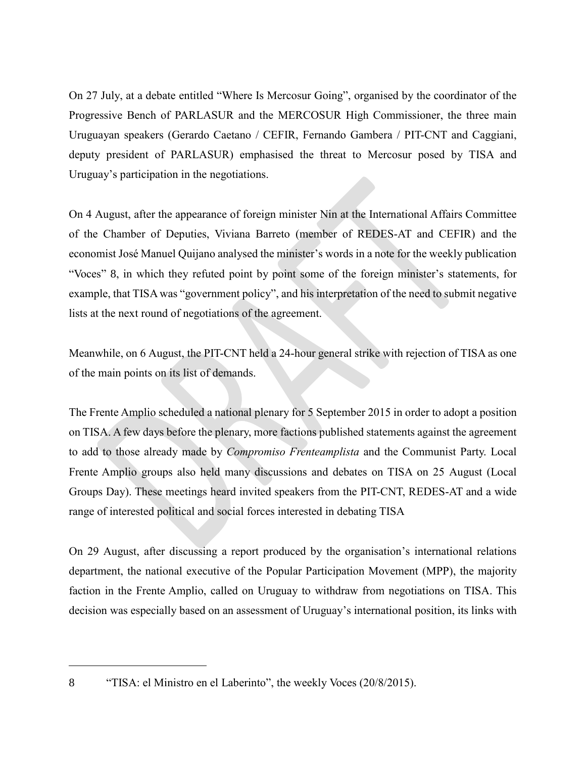On 27 July, at a debate entitled "Where Is Mercosur Going", organised by the coordinator of the Progressive Bench of PARLASUR and the MERCOSUR High Commissioner, the three main Uruguayan speakers (Gerardo Caetano / CEFIR, Fernando Gambera / PIT-CNT and Caggiani, deputy president of PARLASUR) emphasised the threat to Mercosur posed by TISA and Uruguay's participation in the negotiations.

On 4 August, after the appearance of foreign minister Nin at the International Affairs Committee of the Chamber of Deputies, Viviana Barreto (member of REDES-AT and CEFIR) and the economist José Manuel Quijano analysed the minister's words in a note for the weekly publication "Voces" [8], in which they refuted point by point some of the foreign minister's statements, for example, that TISA was "government policy", and his interpretation of the need to submit negative lists at the next round of negotiations of the agreement.

Meanwhile, on 6 August, the PIT-CNT held a 24-hour general strike with rejection of TISA as one of the main points on its list of demands.

The Frente Amplio scheduled a national plenary for 5 September 2015 in order to adopt a position on TISA. A few days before the plenary, more factions published statements against the agreement to add to those already made by *Compromiso Frenteamplista* and the Communist Party. Local Frente Amplio groups also held many discussions and debates on TISA on 25 August (Local Groups Day). These meetings heard invited speakers from the PIT-CNT, REDES-AT and a wide range of interested political and social forces interested in debating TISA

On 29 August, after discussing a report produced by the organisation's international relations department, the national executive of the Popular Participation Movement (MPP), the majority faction in the Frente Amplio, called on Uruguay to withdraw from negotiations on TISA. This decision was especially based on an assessment of Uruguay's international position, its links with

---

8 "TISA: el Ministro en el Laberinto", the weekly Voces (20/8/2015).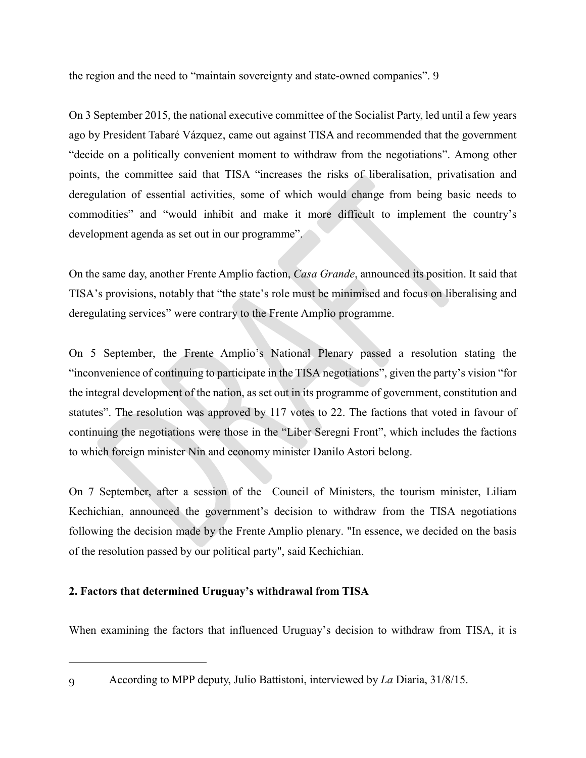the region and the need to "maintain sovereignty and state-owned companies". 9

On 3 September 2015, the national executive committee of the Socialist Party, led until a few years ago by President Tabaré Vázquez, came out against TISA and recommended that the government "decide on a politically convenient moment to withdraw from the negotiations". Among other points, the committee said that TISA "increases the risks of liberalisation, privatisation and deregulation of essential activities, some of which would change from being basic needs to commodities" and "would inhibit and make it more difficult to implement the country's development agenda as set out in our programme".

On the same day, another Frente Amplio faction, *Casa Grande*, announced its position. It said that TISA's provisions, notably that "the state's role must be minimised and focus on liberalising and deregulating services" were contrary to the Frente Amplio programme.

On 5 September, the Frente Amplio's National Plenary passed a resolution stating the "inconvenience of continuing to participate in the TISA negotiations", given the party's vision "for the integral development of the nation, as set out in its programme of government, constitution and statutes". The resolution was approved by 117 votes to 22. The factions that voted in favour of continuing the negotiations were those in the "Liber Seregni Front", which includes the factions to which foreign minister Nin and economy minister Danilo Astori belong.

On 7 September, after a session of the Council of Ministers, the tourism minister, Liliam Kechichian, announced the government's decision to withdraw from the TISA negotiations following the decision made by the Frente Amplio plenary. "In essence, we decided on the basis of the resolution passed by our political party", said Kechichian.

## 2. Factors that determined Uruguay's withdrawal from TISA

When examining the factors that influenced Uruguay's decision to withdraw from TISA, it is

---

9 According to MPP deputy, Julio Battistoni, interviewed by *La* Diaria, 31/8/15.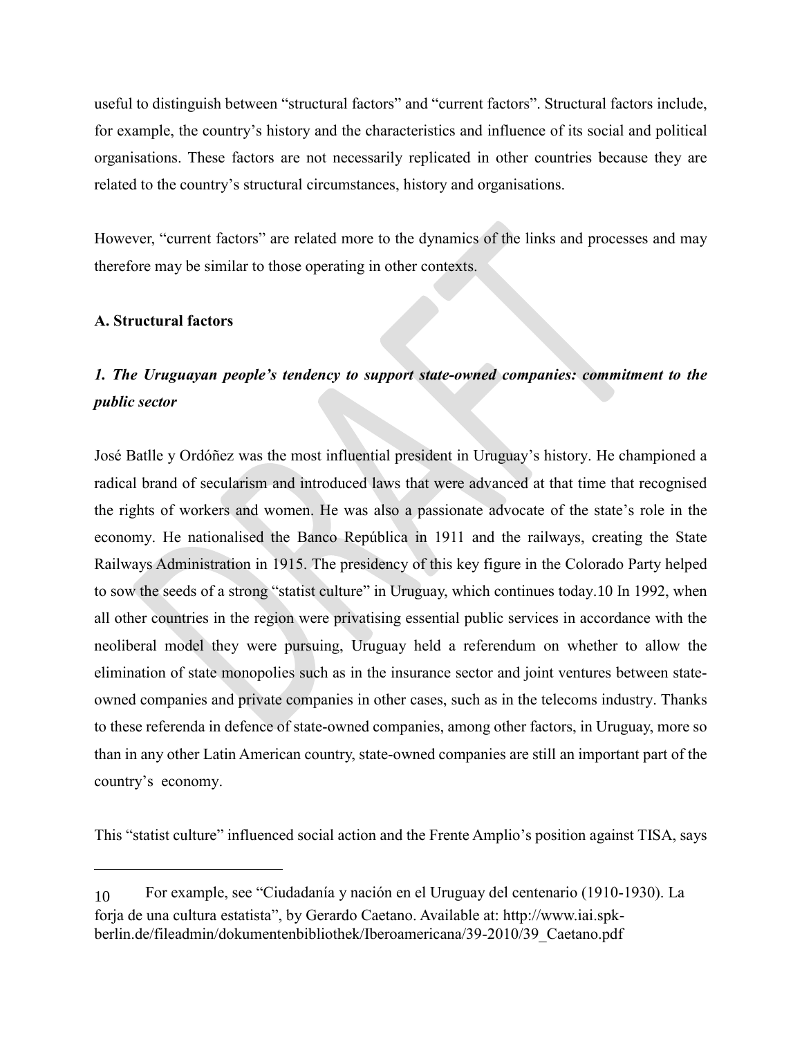useful to distinguish between "structural factors" and "current factors". Structural factors include, for example, the country's history and the characteristics and influence of its social and political organisations. These factors are not necessarily replicated in other countries because they are related to the country's structural circumstances, history and organisations.

However, "current factors" are related more to the dynamics of the links and processes and may therefore may be similar to those operating in other contexts.

**A. Structural factors**

***1. The Uruguayan people's tendency to support state-owned companies: commitment to the public sector***

José Batlle y Ordóñez was the most influential president in Uruguay's history. He championed a radical brand of secularism and introduced laws that were advanced at that time that recognised the rights of workers and women. He was also a passionate advocate of the state's role in the economy. He nationalised the Banco República in 1911 and the railways, creating the State Railways Administration in 1915. The presidency of this key figure in the Colorado Party helped to sow the seeds of a strong "statist culture" in Uruguay, which continues today.[10] In 1992, when all other countries in the region were privatising essential public services in accordance with the neoliberal model they were pursuing, Uruguay held a referendum on whether to allow the elimination of state monopolies such as in the insurance sector and joint ventures between state-owned companies and private companies in other cases, such as in the telecoms industry. Thanks to these referenda in defence of state-owned companies, among other factors, in Uruguay, more so than in any other Latin American country, state-owned companies are still an important part of the country's economy.

This "statist culture" influenced social action and the Frente Amplio's position against TISA, says

---

[10] For example, see "Ciudadanía y nación en el Uruguay del centenario (1910-1930). La forja de una cultura estatista", by Gerardo Caetano. Available at: http://www.iai.spk-berlin.de/fileadmin/dokumentenbibliothek/Iberoamericana/39-2010/39_Caetano.pdf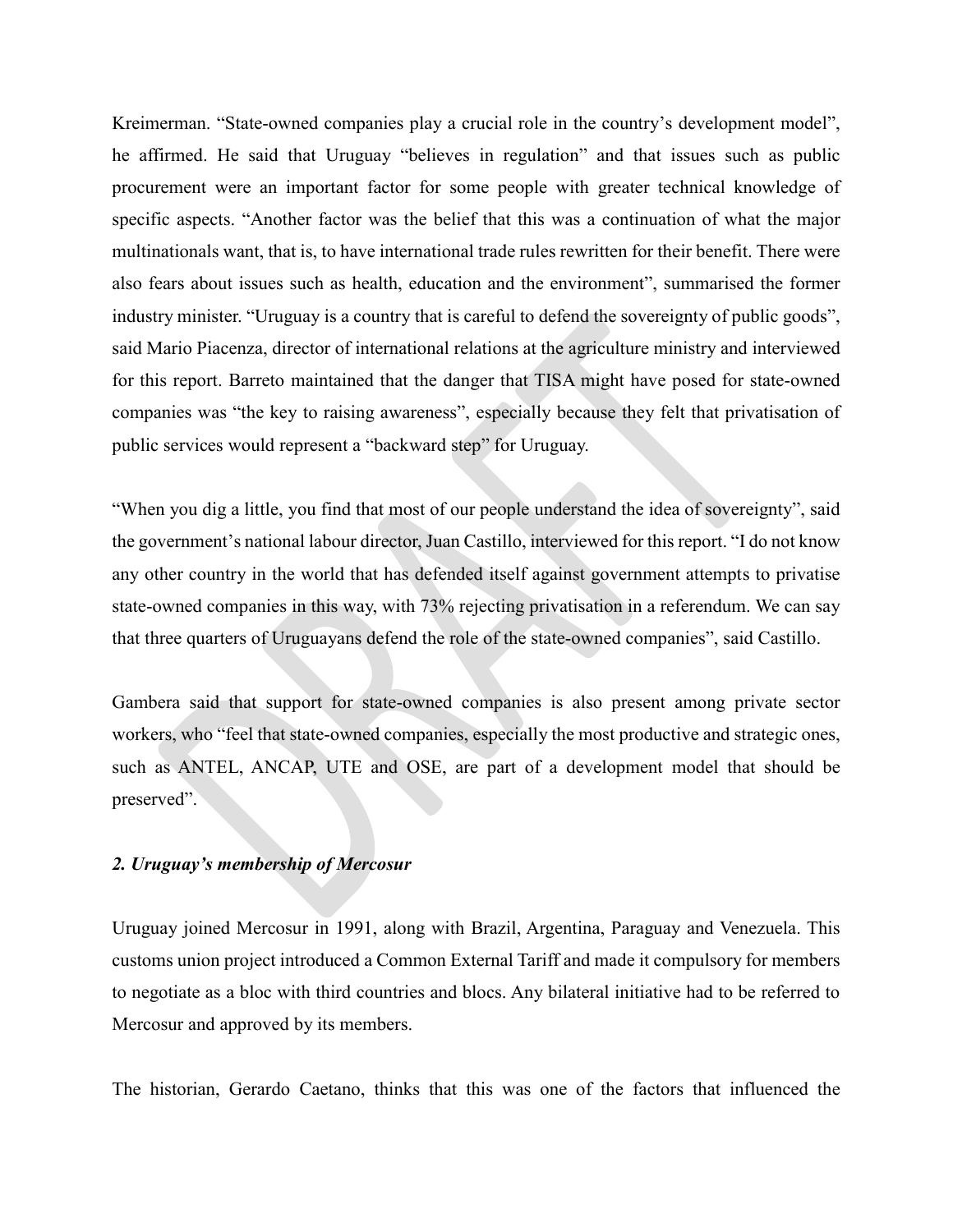Kreimerman. “State-owned companies play a crucial role in the country’s development model”, he affirmed. He said that Uruguay “believes in regulation” and that issues such as public procurement were an important factor for some people with greater technical knowledge of specific aspects. “Another factor was the belief that this was a continuation of what the major multinationals want, that is, to have international trade rules rewritten for their benefit. There were also fears about issues such as health, education and the environment”, summarised the former industry minister. “Uruguay is a country that is careful to defend the sovereignty of public goods”, said Mario Piacenza, director of international relations at the agriculture ministry and interviewed for this report. Barreto maintained that the danger that TISA might have posed for state-owned companies was “the key to raising awareness”, especially because they felt that privatisation of public services would represent a “backward step” for Uruguay.

“When you dig a little, you find that most of our people understand the idea of sovereignty”, said the government’s national labour director, Juan Castillo, interviewed for this report. “I do not know any other country in the world that has defended itself against government attempts to privatise state-owned companies in this way, with 73% rejecting privatisation in a referendum. We can say that three quarters of Uruguayans defend the role of the state-owned companies”, said Castillo.

Gambera said that support for state-owned companies is also present among private sector workers, who “feel that state-owned companies, especially the most productive and strategic ones, such as ANTEL, ANCAP, UTE and OSE, are part of a development model that should be preserved”.

### *2. Uruguay’s membership of Mercosur*

Uruguay joined Mercosur in 1991, along with Brazil, Argentina, Paraguay and Venezuela. This customs union project introduced a Common External Tariff and made it compulsory for members to negotiate as a bloc with third countries and blocs. Any bilateral initiative had to be referred to Mercosur and approved by its members.

The historian, Gerardo Caetano, thinks that this was one of the factors that influenced the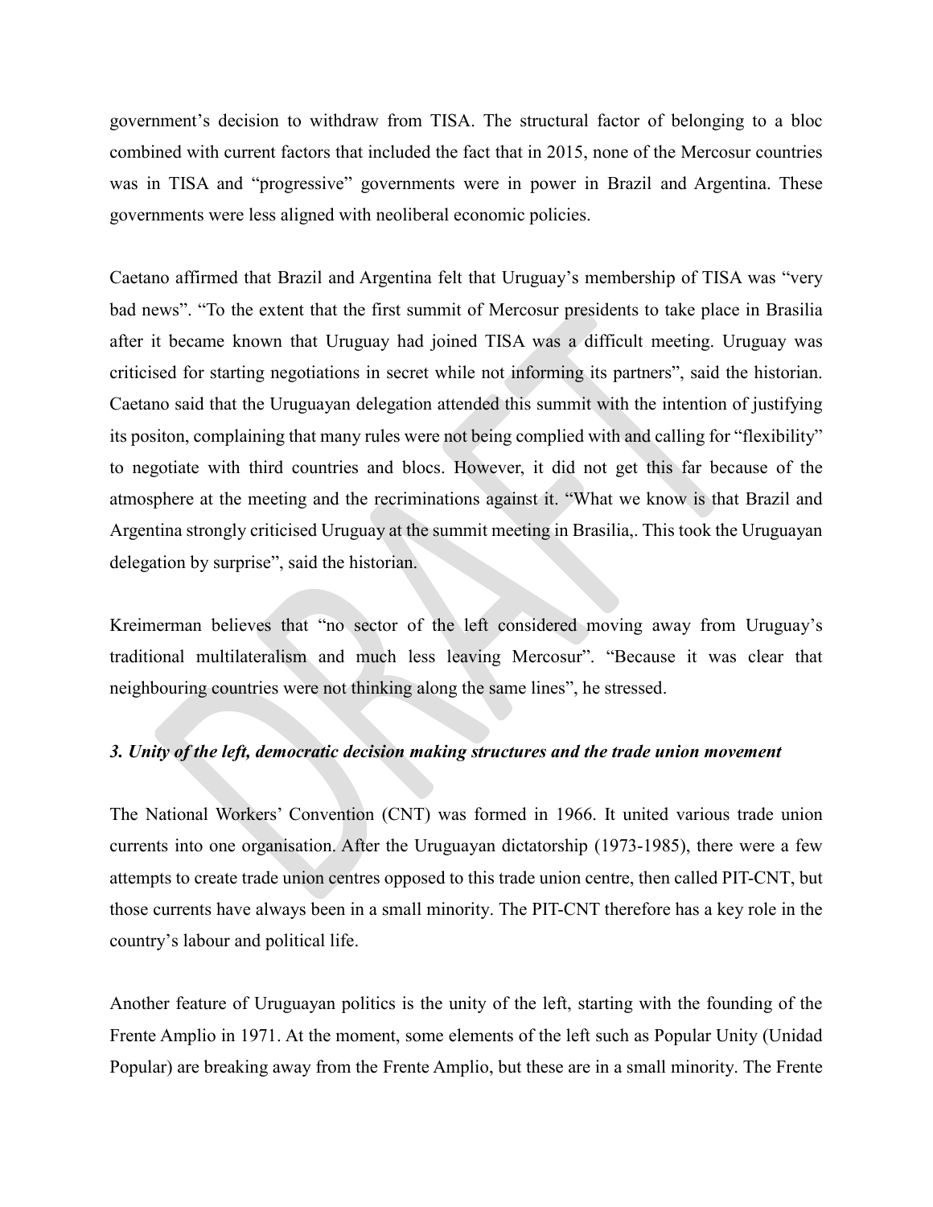government's decision to withdraw from TISA. The structural factor of belonging to a bloc combined with current factors that included the fact that in 2015, none of the Mercosur countries was in TISA and "progressive" governments were in power in Brazil and Argentina. These governments were less aligned with neoliberal economic policies.

Caetano affirmed that Brazil and Argentina felt that Uruguay's membership of TISA was "very bad news". "To the extent that the first summit of Mercosur presidents to take place in Brasilia after it became known that Uruguay had joined TISA was a difficult meeting. Uruguay was criticised for starting negotiations in secret while not informing its partners", said the historian. Caetano said that the Uruguayan delegation attended this summit with the intention of justifying its positon, complaining that many rules were not being complied with and calling for "flexibility" to negotiate with third countries and blocs. However, it did not get this far because of the atmosphere at the meeting and the recriminations against it. "What we know is that Brazil and Argentina strongly criticised Uruguay at the summit meeting in Brasilia,. This took the Uruguayan delegation by surprise", said the historian.

Kreimerman believes that "no sector of the left considered moving away from Uruguay's traditional multilateralism and much less leaving Mercosur". "Because it was clear that neighbouring countries were not thinking along the same lines", he stressed.

### *3. Unity of the left, democratic decision making structures and the trade union movement*

The National Workers' Convention (CNT) was formed in 1966. It united various trade union currents into one organisation. After the Uruguayan dictatorship (1973-1985), there were a few attempts to create trade union centres opposed to this trade union centre, then called PIT-CNT, but those currents have always been in a small minority. The PIT-CNT therefore has a key role in the country's labour and political life.

Another feature of Uruguayan politics is the unity of the left, starting with the founding of the Frente Amplio in 1971. At the moment, some elements of the left such as Popular Unity (Unidad Popular) are breaking away from the Frente Amplio, but these are in a small minority. The Frente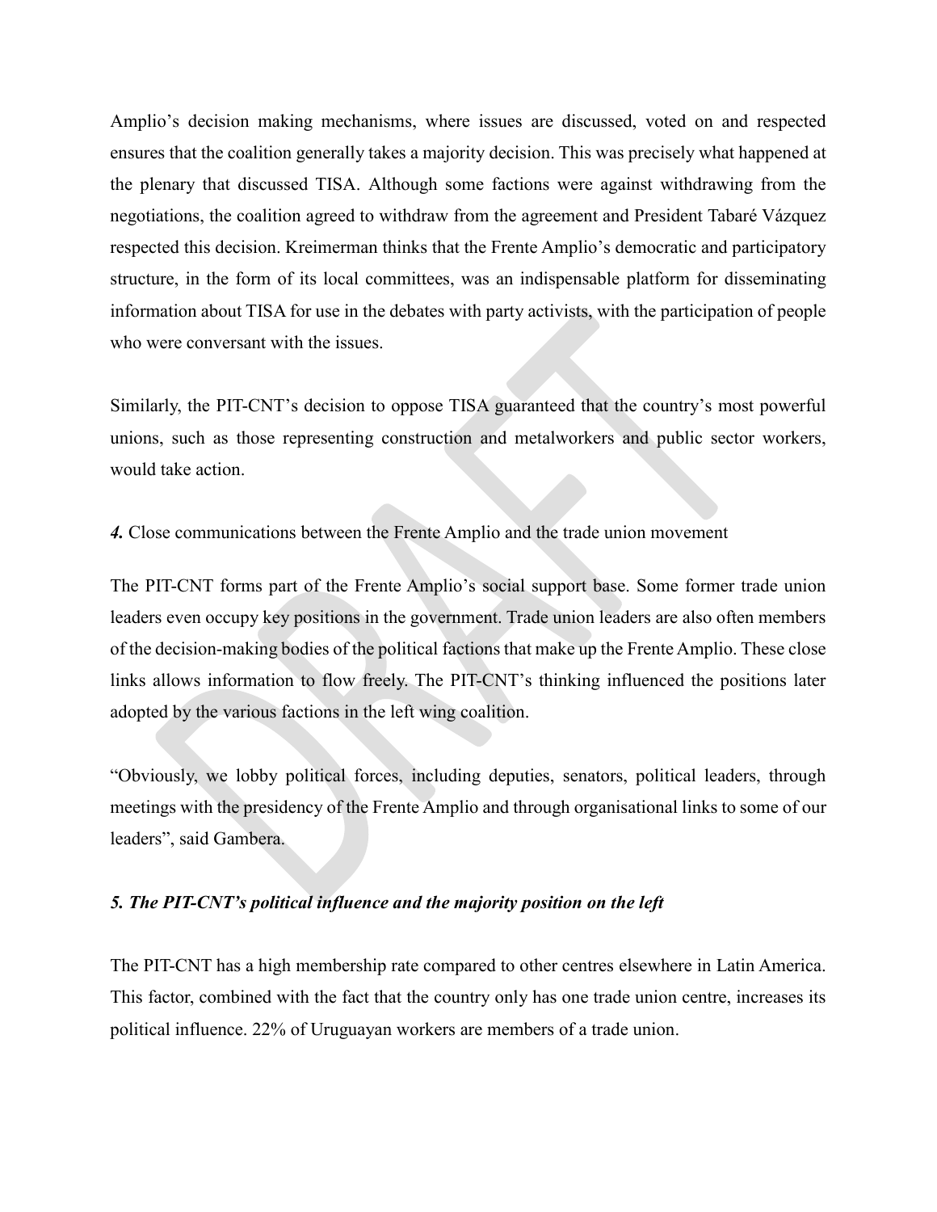Amplio's decision making mechanisms, where issues are discussed, voted on and respected ensures that the coalition generally takes a majority decision. This was precisely what happened at the plenary that discussed TISA. Although some factions were against withdrawing from the negotiations, the coalition agreed to withdraw from the agreement and President Tabaré Vázquez respected this decision. Kreimerman thinks that the Frente Amplio's democratic and participatory structure, in the form of its local committees, was an indispensable platform for disseminating information about TISA for use in the debates with party activists, with the participation of people who were conversant with the issues.

Similarly, the PIT-CNT's decision to oppose TISA guaranteed that the country's most powerful unions, such as those representing construction and metalworkers and public sector workers, would take action.

***4.*** Close communications between the Frente Amplio and the trade union movement

The PIT-CNT forms part of the Frente Amplio's social support base. Some former trade union leaders even occupy key positions in the government. Trade union leaders are also often members of the decision-making bodies of the political factions that make up the Frente Amplio. These close links allows information to flow freely. The PIT-CNT's thinking influenced the positions later adopted by the various factions in the left wing coalition.

"Obviously, we lobby political forces, including deputies, senators, political leaders, through meetings with the presidency of the Frente Amplio and through organisational links to some of our leaders", said Gambera.

***5. The PIT-CNT's political influence and the majority position on the left***

The PIT-CNT has a high membership rate compared to other centres elsewhere in Latin America. This factor, combined with the fact that the country only has one trade union centre, increases its political influence. 22% of Uruguayan workers are members of a trade union.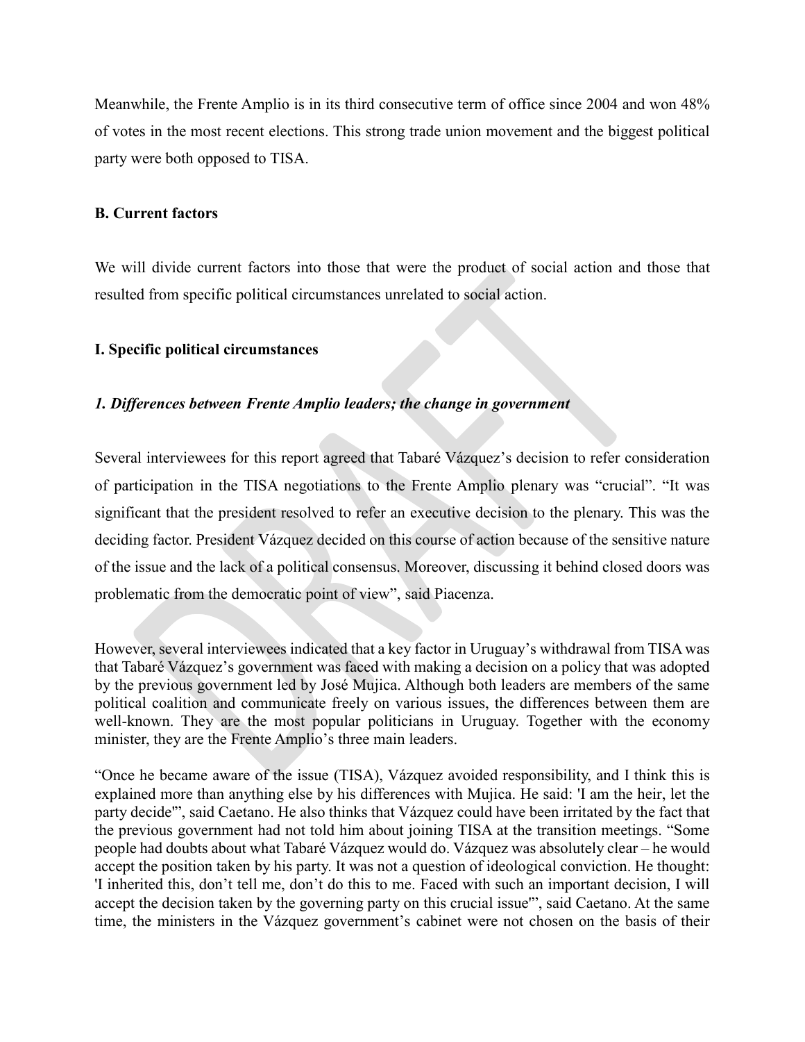Meanwhile, the Frente Amplio is in its third consecutive term of office since 2004 and won 48% of votes in the most recent elections. This strong trade union movement and the biggest political party were both opposed to TISA.

## B. Current factors

We will divide current factors into those that were the product of social action and those that resulted from specific political circumstances unrelated to social action.

### I. Specific political circumstances

#### *1. Differences between Frente Amplio leaders; the change in government*

Several interviewees for this report agreed that Tabaré Vázquez's decision to refer consideration of participation in the TISA negotiations to the Frente Amplio plenary was "crucial". "It was significant that the president resolved to refer an executive decision to the plenary. This was the deciding factor. President Vázquez decided on this course of action because of the sensitive nature of the issue and the lack of a political consensus. Moreover, discussing it behind closed doors was problematic from the democratic point of view", said Piacenza.

However, several interviewees indicated that a key factor in Uruguay's withdrawal from TISA was that Tabaré Vázquez's government was faced with making a decision on a policy that was adopted by the previous government led by José Mujica. Although both leaders are members of the same political coalition and communicate freely on various issues, the differences between them are well-known. They are the most popular politicians in Uruguay. Together with the economy minister, they are the Frente Amplio's three main leaders.

"Once he became aware of the issue (TISA), Vázquez avoided responsibility, and I think this is explained more than anything else by his differences with Mujica. He said: 'I am the heir, let the party decide'", said Caetano. He also thinks that Vázquez could have been irritated by the fact that the previous government had not told him about joining TISA at the transition meetings. "Some people had doubts about what Tabaré Vázquez would do. Vázquez was absolutely clear – he would accept the position taken by his party. It was not a question of ideological conviction. He thought: 'I inherited this, don't tell me, don't do this to me. Faced with such an important decision, I will accept the decision taken by the governing party on this crucial issue'", said Caetano. At the same time, the ministers in the Vázquez government's cabinet were not chosen on the basis of their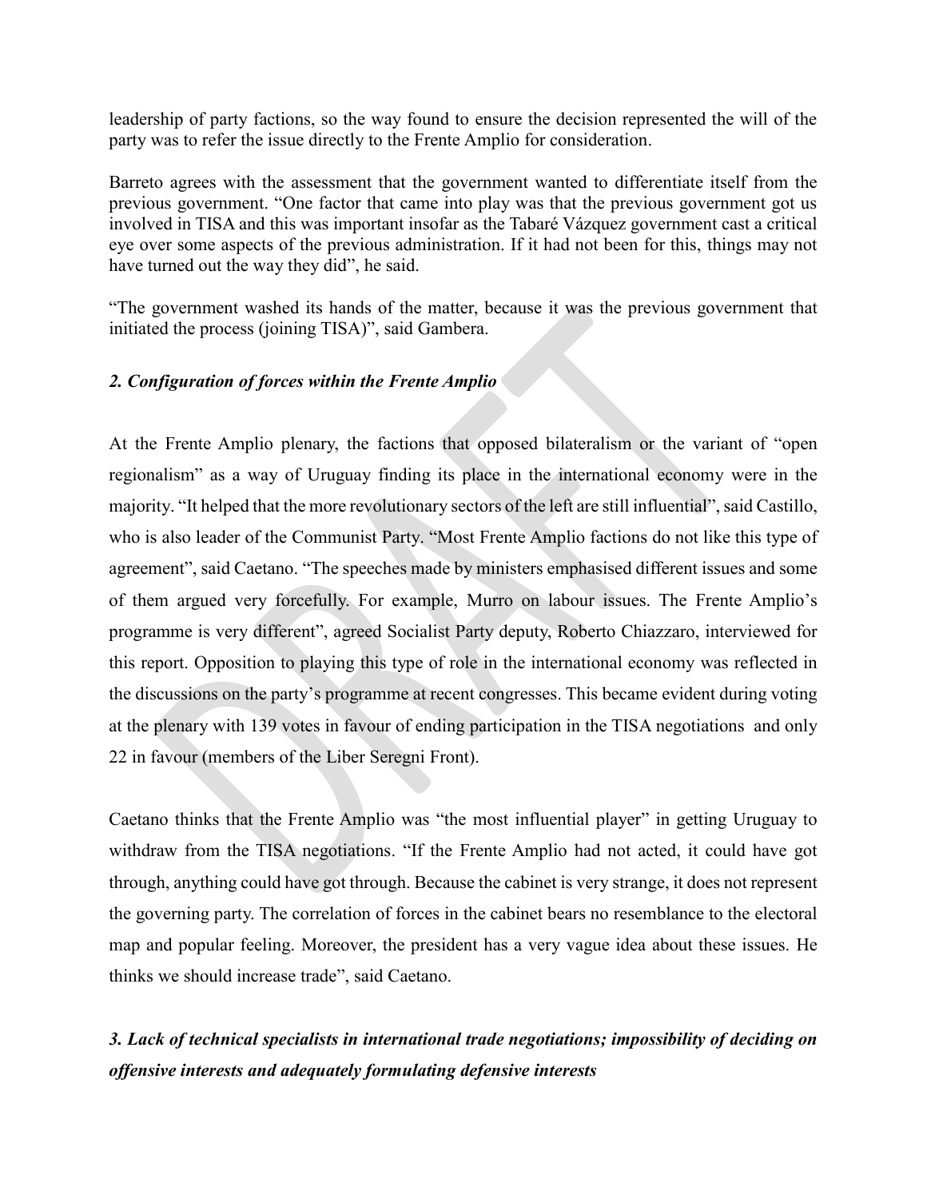leadership of party factions, so the way found to ensure the decision represented the will of the party was to refer the issue directly to the Frente Amplio for consideration.

Barreto agrees with the assessment that the government wanted to differentiate itself from the previous government. “One factor that came into play was that the previous government got us involved in TISA and this was important insofar as the Tabaré Vázquez government cast a critical eye over some aspects of the previous administration. If it had not been for this, things may not have turned out the way they did”, he said.

“The government washed its hands of the matter, because it was the previous government that initiated the process (joining TISA)”, said Gambera.

### *2. Configuration of forces within the Frente Amplio*

At the Frente Amplio plenary, the factions that opposed bilateralism or the variant of “open regionalism” as a way of Uruguay finding its place in the international economy were in the majority. “It helped that the more revolutionary sectors of the left are still influential”, said Castillo, who is also leader of the Communist Party. “Most Frente Amplio factions do not like this type of agreement”, said Caetano. “The speeches made by ministers emphasised different issues and some of them argued very forcefully. For example, Murro on labour issues. The Frente Amplio’s programme is very different”, agreed Socialist Party deputy, Roberto Chiazzaro, interviewed for this report. Opposition to playing this type of role in the international economy was reflected in the discussions on the party’s programme at recent congresses. This became evident during voting at the plenary with 139 votes in favour of ending participation in the TISA negotiations and only 22 in favour (members of the Liber Seregni Front).

Caetano thinks that the Frente Amplio was “the most influential player” in getting Uruguay to withdraw from the TISA negotiations. “If the Frente Amplio had not acted, it could have got through, anything could have got through. Because the cabinet is very strange, it does not represent the governing party. The correlation of forces in the cabinet bears no resemblance to the electoral map and popular feeling. Moreover, the president has a very vague idea about these issues. He thinks we should increase trade”, said Caetano.

### *3. Lack of technical specialists in international trade negotiations; impossibility of deciding on offensive interests and adequately formulating defensive interests*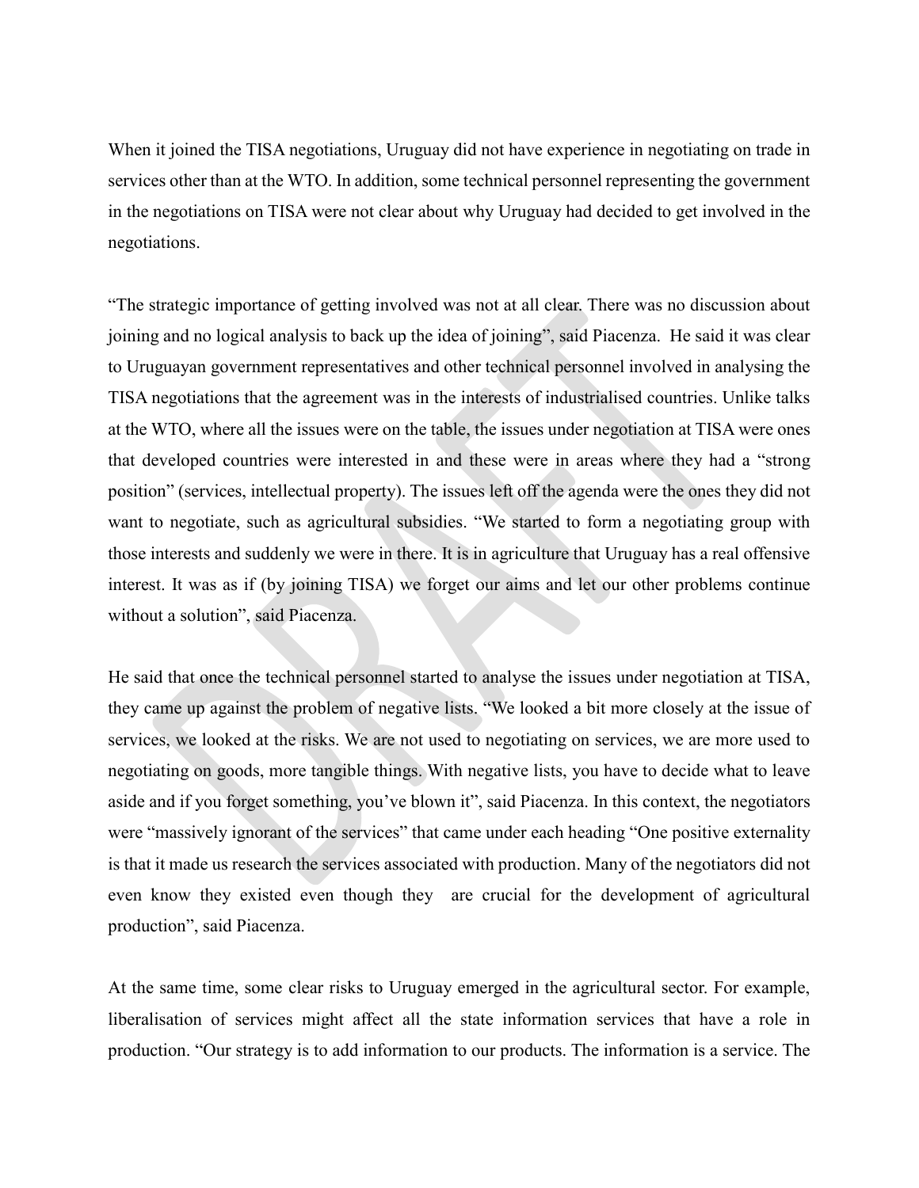When it joined the TISA negotiations, Uruguay did not have experience in negotiating on trade in services other than at the WTO. In addition, some technical personnel representing the government in the negotiations on TISA were not clear about why Uruguay had decided to get involved in the negotiations.

"The strategic importance of getting involved was not at all clear. There was no discussion about joining and no logical analysis to back up the idea of joining", said Piacenza. He said it was clear to Uruguayan government representatives and other technical personnel involved in analysing the TISA negotiations that the agreement was in the interests of industrialised countries. Unlike talks at the WTO, where all the issues were on the table, the issues under negotiation at TISA were ones that developed countries were interested in and these were in areas where they had a "strong position" (services, intellectual property). The issues left off the agenda were the ones they did not want to negotiate, such as agricultural subsidies. "We started to form a negotiating group with those interests and suddenly we were in there. It is in agriculture that Uruguay has a real offensive interest. It was as if (by joining TISA) we forget our aims and let our other problems continue without a solution", said Piacenza.

He said that once the technical personnel started to analyse the issues under negotiation at TISA, they came up against the problem of negative lists. "We looked a bit more closely at the issue of services, we looked at the risks. We are not used to negotiating on services, we are more used to negotiating on goods, more tangible things. With negative lists, you have to decide what to leave aside and if you forget something, you've blown it", said Piacenza. In this context, the negotiators were "massively ignorant of the services" that came under each heading "One positive externality is that it made us research the services associated with production. Many of the negotiators did not even know they existed even though they are crucial for the development of agricultural production", said Piacenza.

At the same time, some clear risks to Uruguay emerged in the agricultural sector. For example, liberalisation of services might affect all the state information services that have a role in production. "Our strategy is to add information to our products. The information is a service. The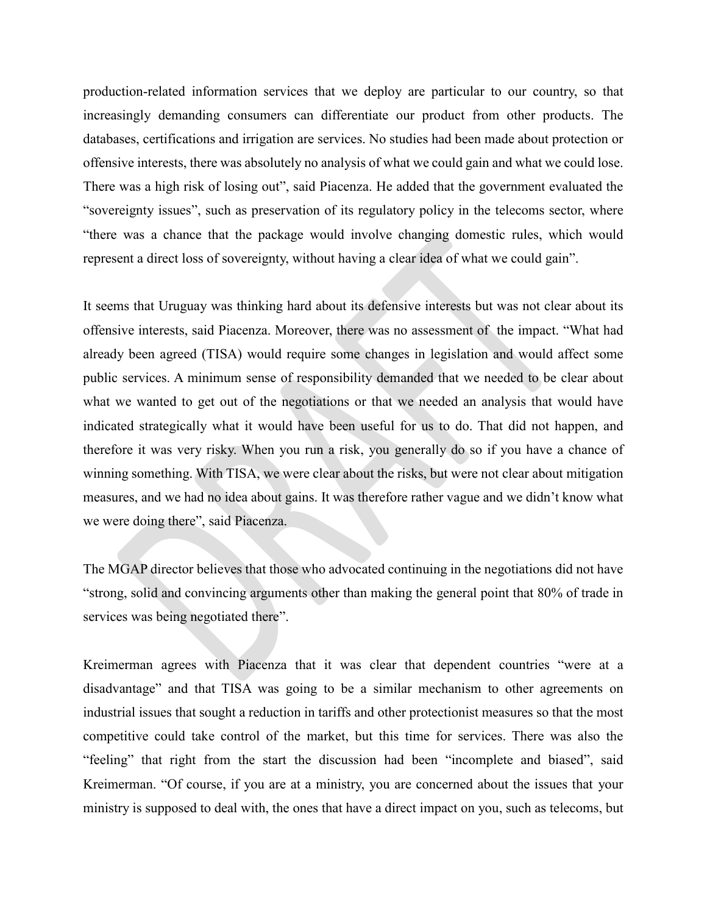production-related information services that we deploy are particular to our country, so that increasingly demanding consumers can differentiate our product from other products. The databases, certifications and irrigation are services. No studies had been made about protection or offensive interests, there was absolutely no analysis of what we could gain and what we could lose. There was a high risk of losing out", said Piacenza. He added that the government evaluated the "sovereignty issues", such as preservation of its regulatory policy in the telecoms sector, where "there was a chance that the package would involve changing domestic rules, which would represent a direct loss of sovereignty, without having a clear idea of what we could gain".

It seems that Uruguay was thinking hard about its defensive interests but was not clear about its offensive interests, said Piacenza. Moreover, there was no assessment of the impact. "What had already been agreed (TISA) would require some changes in legislation and would affect some public services. A minimum sense of responsibility demanded that we needed to be clear about what we wanted to get out of the negotiations or that we needed an analysis that would have indicated strategically what it would have been useful for us to do. That did not happen, and therefore it was very risky. When you run a risk, you generally do so if you have a chance of winning something. With TISA, we were clear about the risks, but were not clear about mitigation measures, and we had no idea about gains. It was therefore rather vague and we didn't know what we were doing there", said Piacenza.

The MGAP director believes that those who advocated continuing in the negotiations did not have "strong, solid and convincing arguments other than making the general point that 80% of trade in services was being negotiated there".

Kreimerman agrees with Piacenza that it was clear that dependent countries "were at a disadvantage" and that TISA was going to be a similar mechanism to other agreements on industrial issues that sought a reduction in tariffs and other protectionist measures so that the most competitive could take control of the market, but this time for services. There was also the "feeling" that right from the start the discussion had been "incomplete and biased", said Kreimerman. "Of course, if you are at a ministry, you are concerned about the issues that your ministry is supposed to deal with, the ones that have a direct impact on you, such as telecoms, but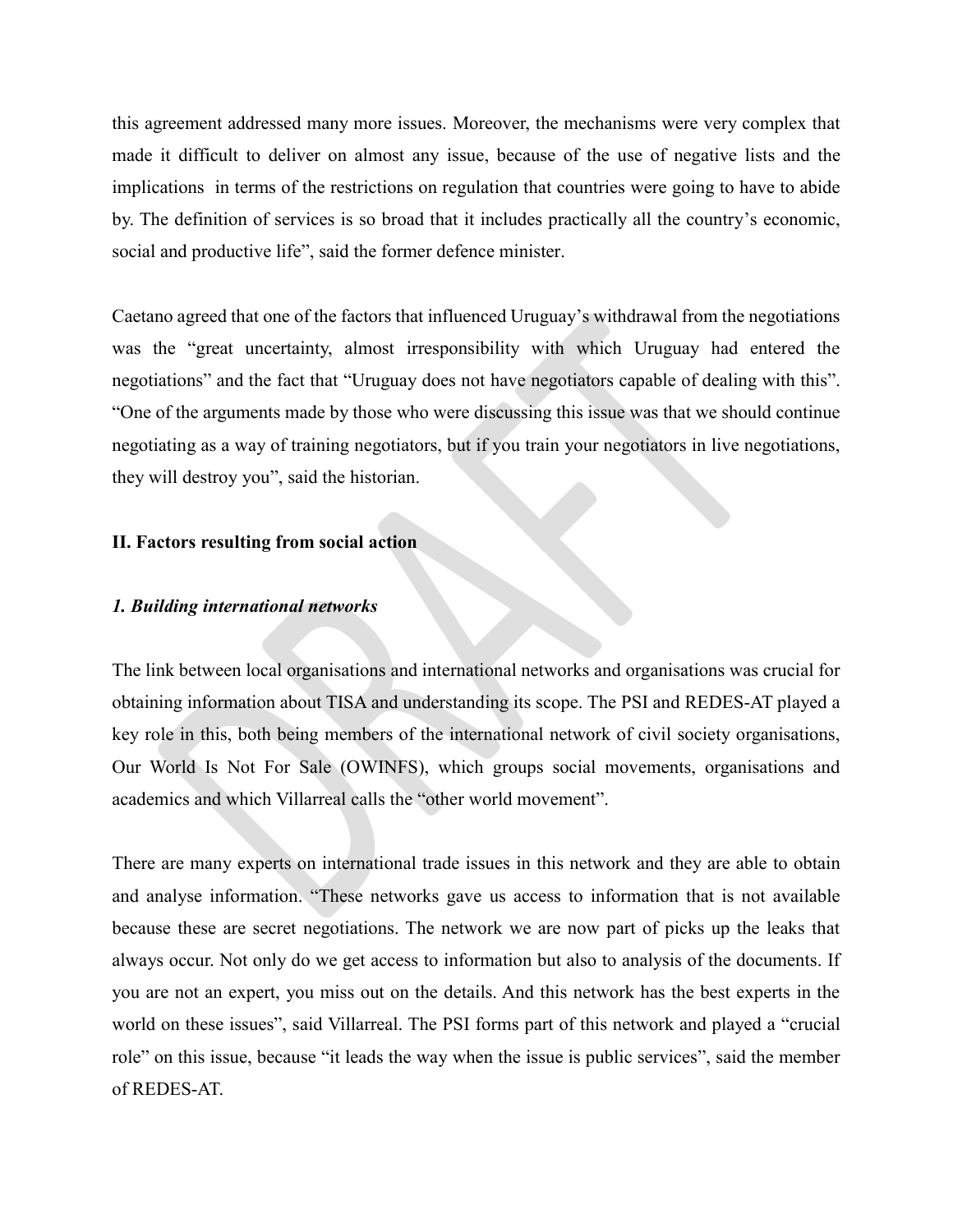this agreement addressed many more issues. Moreover, the mechanisms were very complex that made it difficult to deliver on almost any issue, because of the use of negative lists and the implications in terms of the restrictions on regulation that countries were going to have to abide by. The definition of services is so broad that it includes practically all the country's economic, social and productive life", said the former defence minister.

Caetano agreed that one of the factors that influenced Uruguay's withdrawal from the negotiations was the "great uncertainty, almost irresponsibility with which Uruguay had entered the negotiations" and the fact that "Uruguay does not have negotiators capable of dealing with this". "One of the arguments made by those who were discussing this issue was that we should continue negotiating as a way of training negotiators, but if you train your negotiators in live negotiations, they will destroy you", said the historian.

## II. Factors resulting from social action

### *1. Building international networks*

The link between local organisations and international networks and organisations was crucial for obtaining information about TISA and understanding its scope. The PSI and REDES-AT played a key role in this, both being members of the international network of civil society organisations, Our World Is Not For Sale (OWINFS), which groups social movements, organisations and academics and which Villarreal calls the "other world movement".

There are many experts on international trade issues in this network and they are able to obtain and analyse information. "These networks gave us access to information that is not available because these are secret negotiations. The network we are now part of picks up the leaks that always occur. Not only do we get access to information but also to analysis of the documents. If you are not an expert, you miss out on the details. And this network has the best experts in the world on these issues", said Villarreal. The PSI forms part of this network and played a "crucial role" on this issue, because "it leads the way when the issue is public services", said the member of REDES-AT.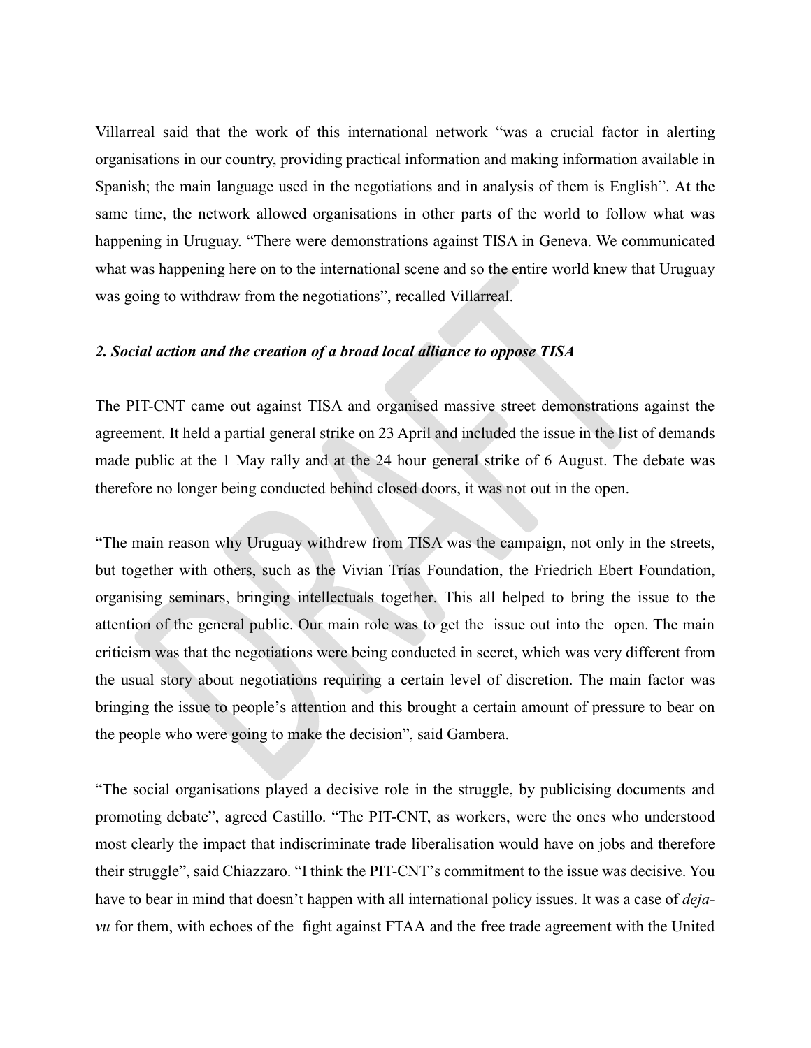Villarreal said that the work of this international network "was a crucial factor in alerting organisations in our country, providing practical information and making information available in Spanish; the main language used in the negotiations and in analysis of them is English". At the same time, the network allowed organisations in other parts of the world to follow what was happening in Uruguay. "There were demonstrations against TISA in Geneva. We communicated what was happening here on to the international scene and so the entire world knew that Uruguay was going to withdraw from the negotiations", recalled Villarreal.

### *2. Social action and the creation of a broad local alliance to oppose TISA*

The PIT-CNT came out against TISA and organised massive street demonstrations against the agreement. It held a partial general strike on 23 April and included the issue in the list of demands made public at the 1 May rally and at the 24 hour general strike of 6 August. The debate was therefore no longer being conducted behind closed doors, it was not out in the open.

"The main reason why Uruguay withdrew from TISA was the campaign, not only in the streets, but together with others, such as the Vivian Trías Foundation, the Friedrich Ebert Foundation, organising seminars, bringing intellectuals together. This all helped to bring the issue to the attention of the general public. Our main role was to get the issue out into the open. The main criticism was that the negotiations were being conducted in secret, which was very different from the usual story about negotiations requiring a certain level of discretion. The main factor was bringing the issue to people's attention and this brought a certain amount of pressure to bear on the people who were going to make the decision", said Gambera.

"The social organisations played a decisive role in the struggle, by publicising documents and promoting debate", agreed Castillo. "The PIT-CNT, as workers, were the ones who understood most clearly the impact that indiscriminate trade liberalisation would have on jobs and therefore their struggle", said Chiazzaro. "I think the PIT-CNT's commitment to the issue was decisive. You have to bear in mind that doesn't happen with all international policy issues. It was a case of *deja-vu* for them, with echoes of the fight against FTAA and the free trade agreement with the United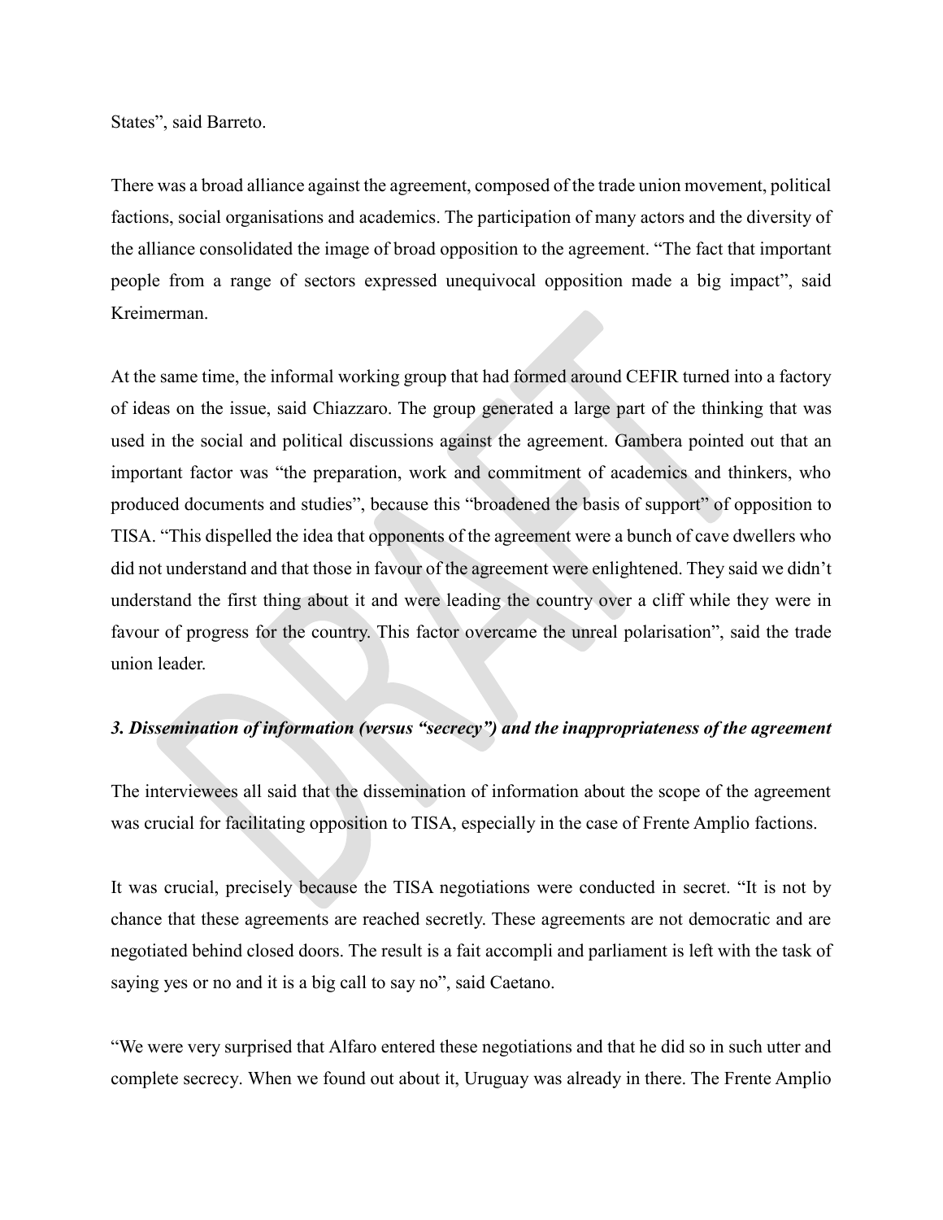States", said Barreto.

There was a broad alliance against the agreement, composed of the trade union movement, political factions, social organisations and academics. The participation of many actors and the diversity of the alliance consolidated the image of broad opposition to the agreement. "The fact that important people from a range of sectors expressed unequivocal opposition made a big impact", said Kreimerman.

At the same time, the informal working group that had formed around CEFIR turned into a factory of ideas on the issue, said Chiazzaro. The group generated a large part of the thinking that was used in the social and political discussions against the agreement. Gambera pointed out that an important factor was "the preparation, work and commitment of academics and thinkers, who produced documents and studies", because this "broadened the basis of support" of opposition to TISA. "This dispelled the idea that opponents of the agreement were a bunch of cave dwellers who did not understand and that those in favour of the agreement were enlightened. They said we didn't understand the first thing about it and were leading the country over a cliff while they were in favour of progress for the country. This factor overcame the unreal polarisation", said the trade union leader.

### *3. Dissemination of information (versus "secrecy") and the inappropriateness of the agreement*

The interviewees all said that the dissemination of information about the scope of the agreement was crucial for facilitating opposition to TISA, especially in the case of Frente Amplio factions.

It was crucial, precisely because the TISA negotiations were conducted in secret. "It is not by chance that these agreements are reached secretly. These agreements are not democratic and are negotiated behind closed doors. The result is a fait accompli and parliament is left with the task of saying yes or no and it is a big call to say no", said Caetano.

"We were very surprised that Alfaro entered these negotiations and that he did so in such utter and complete secrecy. When we found out about it, Uruguay was already in there. The Frente Amplio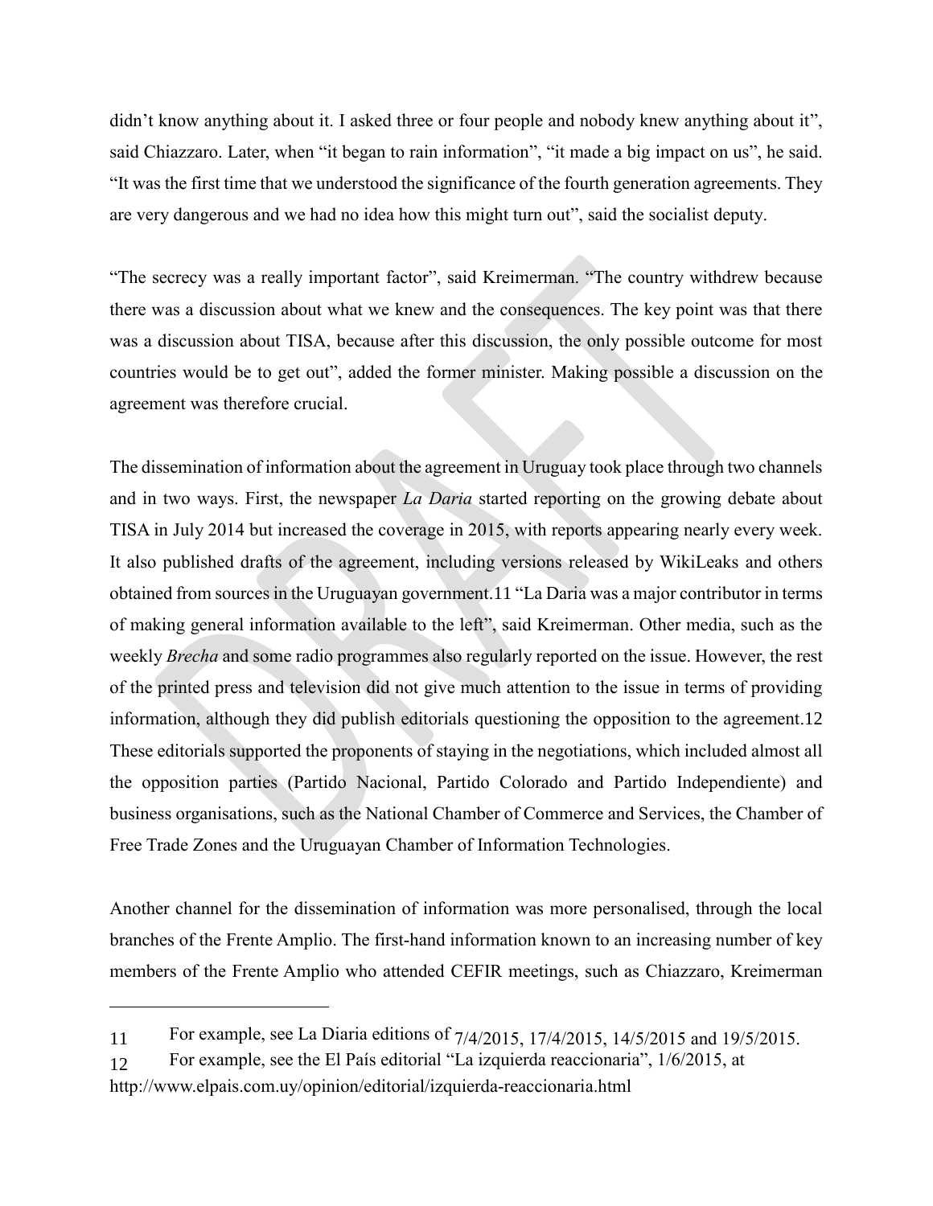didn't know anything about it. I asked three or four people and nobody knew anything about it", said Chiazzaro. Later, when "it began to rain information", "it made a big impact on us", he said. "It was the first time that we understood the significance of the fourth generation agreements. They are very dangerous and we had no idea how this might turn out", said the socialist deputy.

"The secrecy was a really important factor", said Kreimerman. "The country withdrew because there was a discussion about what we knew and the consequences. The key point was that there was a discussion about TISA, because after this discussion, the only possible outcome for most countries would be to get out", added the former minister. Making possible a discussion on the agreement was therefore crucial.

The dissemination of information about the agreement in Uruguay took place through two channels and in two ways. First, the newspaper *La Daria* started reporting on the growing debate about TISA in July 2014 but increased the coverage in 2015, with reports appearing nearly every week. It also published drafts of the agreement, including versions released by WikiLeaks and others obtained from sources in the Uruguayan government.[11] "La Daria was a major contributor in terms of making general information available to the left", said Kreimerman. Other media, such as the weekly *Brecha* and some radio programmes also regularly reported on the issue. However, the rest of the printed press and television did not give much attention to the issue in terms of providing information, although they did publish editorials questioning the opposition to the agreement.[12] These editorials supported the proponents of staying in the negotiations, which included almost all the opposition parties (Partido Nacional, Partido Colorado and Partido Independiente) and business organisations, such as the National Chamber of Commerce and Services, the Chamber of Free Trade Zones and the Uruguayan Chamber of Information Technologies.

Another channel for the dissemination of information was more personalised, through the local branches of the Frente Amplio. The first-hand information known to an increasing number of key members of the Frente Amplio who attended CEFIR meetings, such as Chiazzaro, Kreimerman

---

11 For example, see La Diaria editions of 7/4/2015, 17/4/2015, 14/5/2015 and 19/5/2015.

12 For example, see the El País editorial "La izquierda reaccionaria", 1/6/2015, at http://www.elpais.com.uy/opinion/editorial/izquierda-reaccionaria.html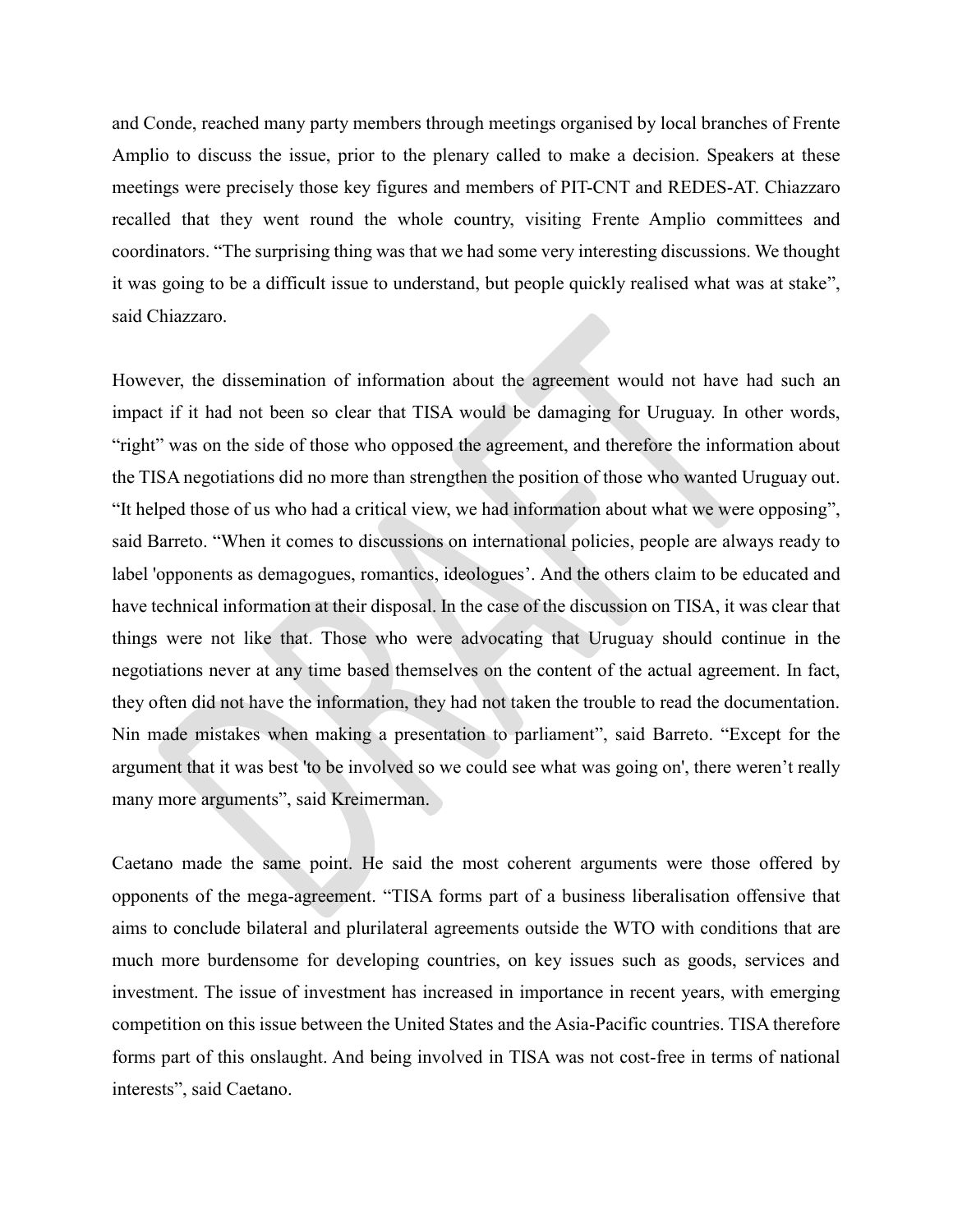and Conde, reached many party members through meetings organised by local branches of Frente Amplio to discuss the issue, prior to the plenary called to make a decision. Speakers at these meetings were precisely those key figures and members of PIT-CNT and REDES-AT. Chiazzaro recalled that they went round the whole country, visiting Frente Amplio committees and coordinators. "The surprising thing was that we had some very interesting discussions. We thought it was going to be a difficult issue to understand, but people quickly realised what was at stake", said Chiazzaro.

However, the dissemination of information about the agreement would not have had such an impact if it had not been so clear that TISA would be damaging for Uruguay. In other words, "right" was on the side of those who opposed the agreement, and therefore the information about the TISA negotiations did no more than strengthen the position of those who wanted Uruguay out. "It helped those of us who had a critical view, we had information about what we were opposing", said Barreto. "When it comes to discussions on international policies, people are always ready to label 'opponents as demagogues, romantics, ideologues'. And the others claim to be educated and have technical information at their disposal. In the case of the discussion on TISA, it was clear that things were not like that. Those who were advocating that Uruguay should continue in the negotiations never at any time based themselves on the content of the actual agreement. In fact, they often did not have the information, they had not taken the trouble to read the documentation. Nin made mistakes when making a presentation to parliament", said Barreto. "Except for the argument that it was best 'to be involved so we could see what was going on', there weren't really many more arguments", said Kreimerman.

Caetano made the same point. He said the most coherent arguments were those offered by opponents of the mega-agreement. "TISA forms part of a business liberalisation offensive that aims to conclude bilateral and plurilateral agreements outside the WTO with conditions that are much more burdensome for developing countries, on key issues such as goods, services and investment. The issue of investment has increased in importance in recent years, with emerging competition on this issue between the United States and the Asia-Pacific countries. TISA therefore forms part of this onslaught. And being involved in TISA was not cost-free in terms of national interests", said Caetano.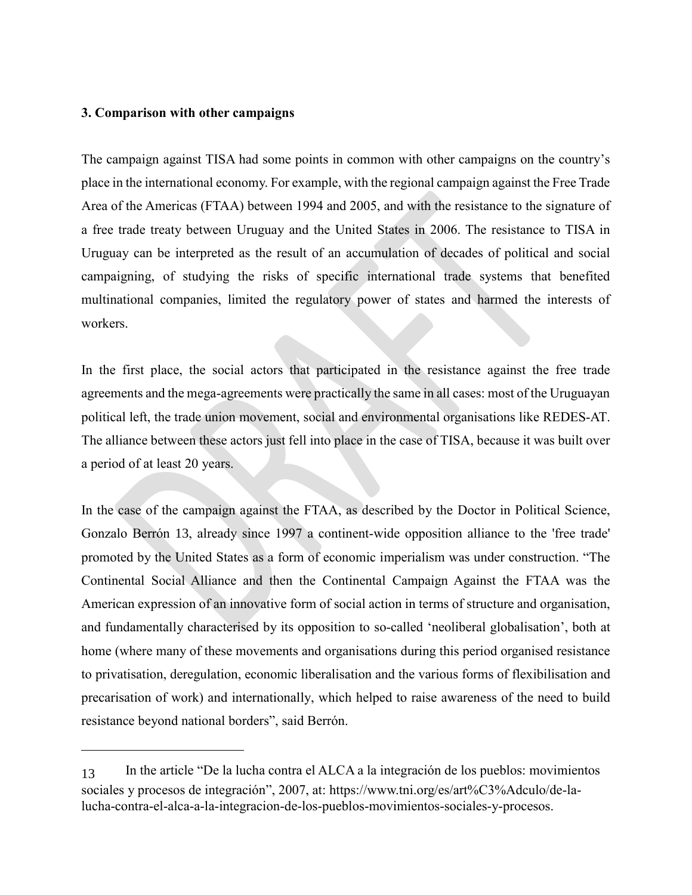**3. Comparison with other campaigns**

The campaign against TISA had some points in common with other campaigns on the country's place in the international economy. For example, with the regional campaign against the Free Trade Area of the Americas (FTAA) between 1994 and 2005, and with the resistance to the signature of a free trade treaty between Uruguay and the United States in 2006. The resistance to TISA in Uruguay can be interpreted as the result of an accumulation of decades of political and social campaigning, of studying the risks of specific international trade systems that benefited multinational companies, limited the regulatory power of states and harmed the interests of workers.

In the first place, the social actors that participated in the resistance against the free trade agreements and the mega-agreements were practically the same in all cases: most of the Uruguayan political left, the trade union movement, social and environmental organisations like REDES-AT. The alliance between these actors just fell into place in the case of TISA, because it was built over a period of at least 20 years.

In the case of the campaign against the FTAA, as described by the Doctor in Political Science, Gonzalo Berrón [13], already since 1997 a continent-wide opposition alliance to the 'free trade' promoted by the United States as a form of economic imperialism was under construction. "The Continental Social Alliance and then the Continental Campaign Against the FTAA was the American expression of an innovative form of social action in terms of structure and organisation, and fundamentally characterised by its opposition to so-called 'neoliberal globalisation', both at home (where many of these movements and organisations during this period organised resistance to privatisation, deregulation, economic liberalisation and the various forms of flexibilisation and precarisation of work) and internationally, which helped to raise awareness of the need to build resistance beyond national borders", said Berrón.

---

[13] In the article "De la lucha contra el ALCA a la integración de los pueblos: movimientos sociales y procesos de integración", 2007, at: https://www.tni.org/es/art%C3%Adculo/de-la-lucha-contra-el-alca-a-la-integracion-de-los-pueblos-movimientos-sociales-y-procesos.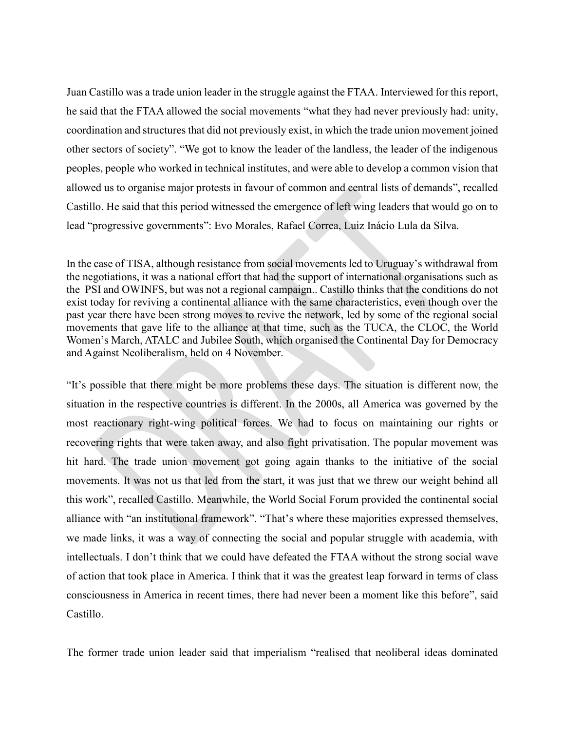Juan Castillo was a trade union leader in the struggle against the FTAA. Interviewed for this report, he said that the FTAA allowed the social movements "what they had never previously had: unity, coordination and structures that did not previously exist, in which the trade union movement joined other sectors of society". "We got to know the leader of the landless, the leader of the indigenous peoples, people who worked in technical institutes, and were able to develop a common vision that allowed us to organise major protests in favour of common and central lists of demands", recalled Castillo. He said that this period witnessed the emergence of left wing leaders that would go on to lead "progressive governments": Evo Morales, Rafael Correa, Luiz Inácio Lula da Silva.

In the case of TISA, although resistance from social movements led to Uruguay's withdrawal from the negotiations, it was a national effort that had the support of international organisations such as the PSI and OWINFS, but was not a regional campaign.. Castillo thinks that the conditions do not exist today for reviving a continental alliance with the same characteristics, even though over the past year there have been strong moves to revive the network, led by some of the regional social movements that gave life to the alliance at that time, such as the TUCA, the CLOC, the World Women's March, ATALC and Jubilee South, which organised the Continental Day for Democracy and Against Neoliberalism, held on 4 November.

"It's possible that there might be more problems these days. The situation is different now, the situation in the respective countries is different. In the 2000s, all America was governed by the most reactionary right-wing political forces. We had to focus on maintaining our rights or recovering rights that were taken away, and also fight privatisation. The popular movement was hit hard. The trade union movement got going again thanks to the initiative of the social movements. It was not us that led from the start, it was just that we threw our weight behind all this work", recalled Castillo. Meanwhile, the World Social Forum provided the continental social alliance with "an institutional framework". "That's where these majorities expressed themselves, we made links, it was a way of connecting the social and popular struggle with academia, with intellectuals. I don't think that we could have defeated the FTAA without the strong social wave of action that took place in America. I think that it was the greatest leap forward in terms of class consciousness in America in recent times, there had never been a moment like this before", said Castillo.

The former trade union leader said that imperialism "realised that neoliberal ideas dominated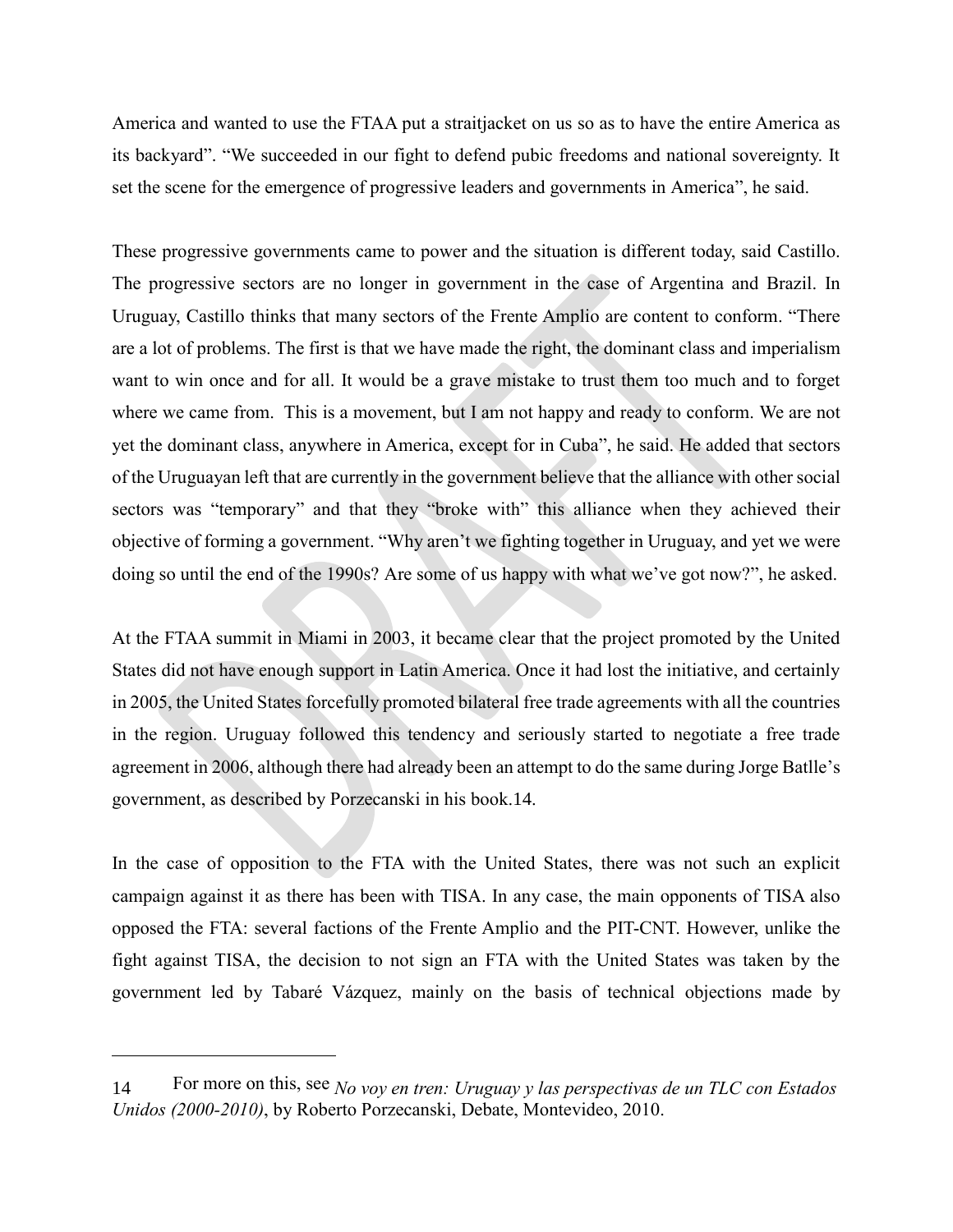America and wanted to use the FTAA put a straitjacket on us so as to have the entire America as its backyard". "We succeeded in our fight to defend pubic freedoms and national sovereignty. It set the scene for the emergence of progressive leaders and governments in America", he said.

These progressive governments came to power and the situation is different today, said Castillo. The progressive sectors are no longer in government in the case of Argentina and Brazil. In Uruguay, Castillo thinks that many sectors of the Frente Amplio are content to conform. "There are a lot of problems. The first is that we have made the right, the dominant class and imperialism want to win once and for all. It would be a grave mistake to trust them too much and to forget where we came from.  This is a movement, but I am not happy and ready to conform. We are not yet the dominant class, anywhere in America, except for in Cuba", he said. He added that sectors of the Uruguayan left that are currently in the government believe that the alliance with other social sectors was "temporary" and that they "broke with" this alliance when they achieved their objective of forming a government. "Why aren't we fighting together in Uruguay, and yet we were doing so until the end of the 1990s? Are some of us happy with what we've got now?", he asked.

At the FTAA summit in Miami in 2003, it became clear that the project promoted by the United States did not have enough support in Latin America. Once it had lost the initiative, and certainly in 2005, the United States forcefully promoted bilateral free trade agreements with all the countries in the region. Uruguay followed this tendency and seriously started to negotiate a free trade agreement in 2006, although there had already been an attempt to do the same during Jorge Batlle's government, as described by Porzecanski in his book.14.

In the case of opposition to the FTA with the United States, there was not such an explicit campaign against it as there has been with TISA. In any case, the main opponents of TISA also opposed the FTA: several factions of the Frente Amplio and the PIT-CNT. However, unlike the fight against TISA, the decision to not sign an FTA with the United States was taken by the government led by Tabaré Vázquez, mainly on the basis of technical objections made by

---

14 For more on this, see *No voy en tren: Uruguay y las perspectivas de un TLC con Estados Unidos (2000-2010)*, by Roberto Porzecanski, Debate, Montevideo, 2010.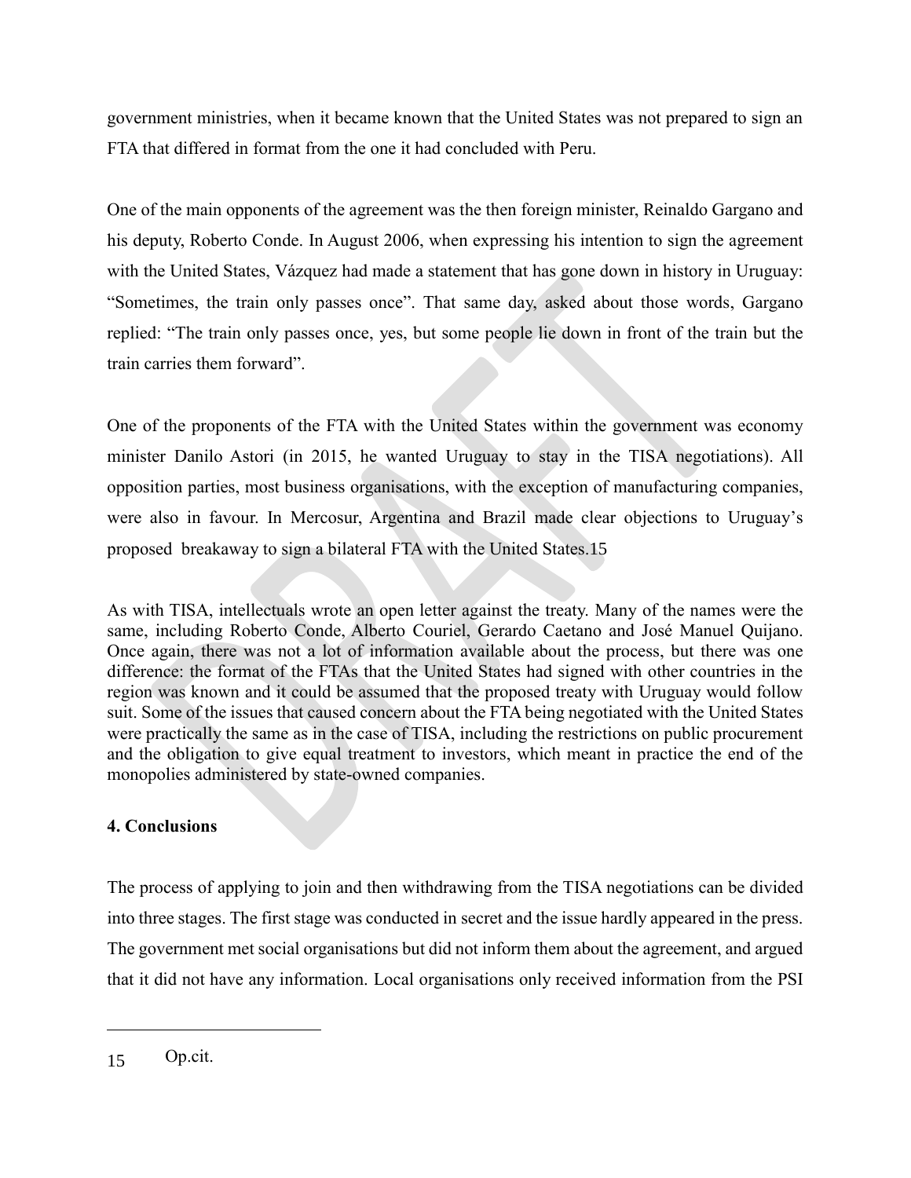government ministries, when it became known that the United States was not prepared to sign an FTA that differed in format from the one it had concluded with Peru.

One of the main opponents of the agreement was the then foreign minister, Reinaldo Gargano and his deputy, Roberto Conde. In August 2006, when expressing his intention to sign the agreement with the United States, Vázquez had made a statement that has gone down in history in Uruguay: "Sometimes, the train only passes once". That same day, asked about those words, Gargano replied: "The train only passes once, yes, but some people lie down in front of the train but the train carries them forward".

One of the proponents of the FTA with the United States within the government was economy minister Danilo Astori (in 2015, he wanted Uruguay to stay in the TISA negotiations). All opposition parties, most business organisations, with the exception of manufacturing companies, were also in favour. In Mercosur, Argentina and Brazil made clear objections to Uruguay's proposed breakaway to sign a bilateral FTA with the United States.[15]

As with TISA, intellectuals wrote an open letter against the treaty. Many of the names were the same, including Roberto Conde, Alberto Couriel, Gerardo Caetano and José Manuel Quijano. Once again, there was not a lot of information available about the process, but there was one difference: the format of the FTAs that the United States had signed with other countries in the region was known and it could be assumed that the proposed treaty with Uruguay would follow suit. Some of the issues that caused concern about the FTA being negotiated with the United States were practically the same as in the case of TISA, including the restrictions on public procurement and the obligation to give equal treatment to investors, which meant in practice the end of the monopolies administered by state-owned companies.

## 4. Conclusions

The process of applying to join and then withdrawing from the TISA negotiations can be divided into three stages. The first stage was conducted in secret and the issue hardly appeared in the press. The government met social organisations but did not inform them about the agreement, and argued that it did not have any information. Local organisations only received information from the PSI

---

15 Op.cit.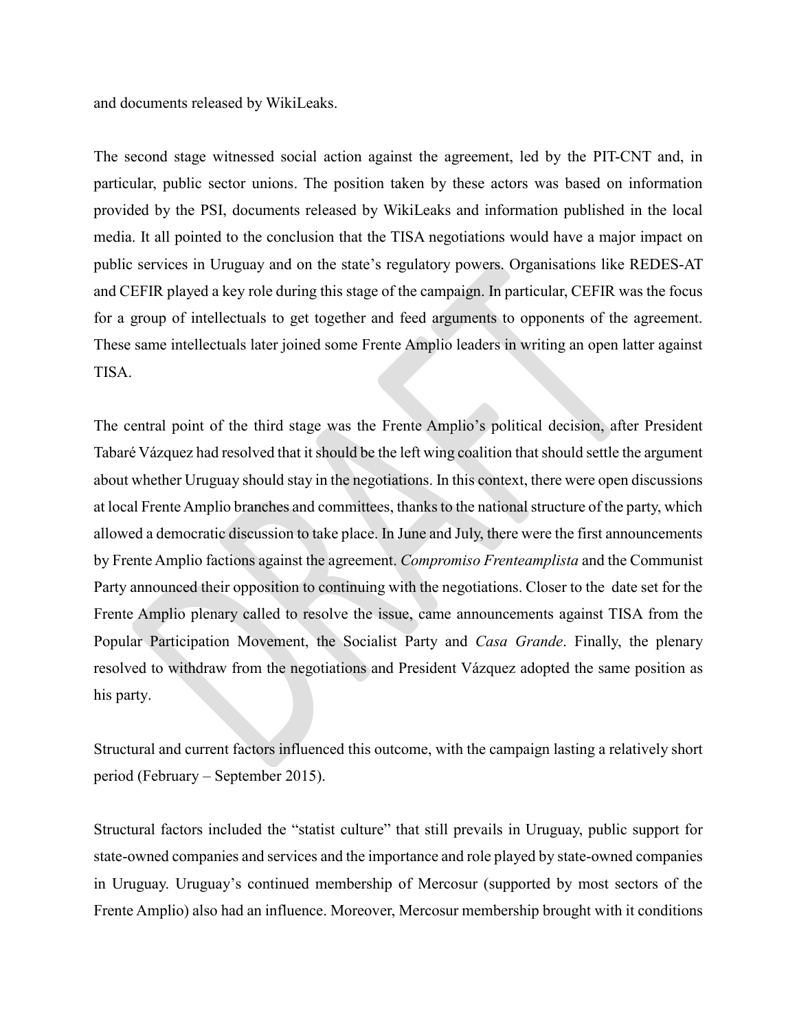and documents released by WikiLeaks.

The second stage witnessed social action against the agreement, led by the PIT-CNT and, in particular, public sector unions. The position taken by these actors was based on information provided by the PSI, documents released by WikiLeaks and information published in the local media. It all pointed to the conclusion that the TISA negotiations would have a major impact on public services in Uruguay and on the state's regulatory powers. Organisations like REDES-AT and CEFIR played a key role during this stage of the campaign. In particular, CEFIR was the focus for a group of intellectuals to get together and feed arguments to opponents of the agreement. These same intellectuals later joined some Frente Amplio leaders in writing an open latter against TISA.

The central point of the third stage was the Frente Amplio's political decision, after President Tabaré Vázquez had resolved that it should be the left wing coalition that should settle the argument about whether Uruguay should stay in the negotiations. In this context, there were open discussions at local Frente Amplio branches and committees, thanks to the national structure of the party, which allowed a democratic discussion to take place. In June and July, there were the first announcements by Frente Amplio factions against the agreement. *Compromiso Frenteamplista* and the Communist Party announced their opposition to continuing with the negotiations. Closer to the date set for the Frente Amplio plenary called to resolve the issue, came announcements against TISA from the Popular Participation Movement, the Socialist Party and *Casa Grande*. Finally, the plenary resolved to withdraw from the negotiations and President Vázquez adopted the same position as his party.

Structural and current factors influenced this outcome, with the campaign lasting a relatively short period (February – September 2015).

Structural factors included the "statist culture" that still prevails in Uruguay, public support for state-owned companies and services and the importance and role played by state-owned companies in Uruguay. Uruguay's continued membership of Mercosur (supported by most sectors of the Frente Amplio) also had an influence. Moreover, Mercosur membership brought with it conditions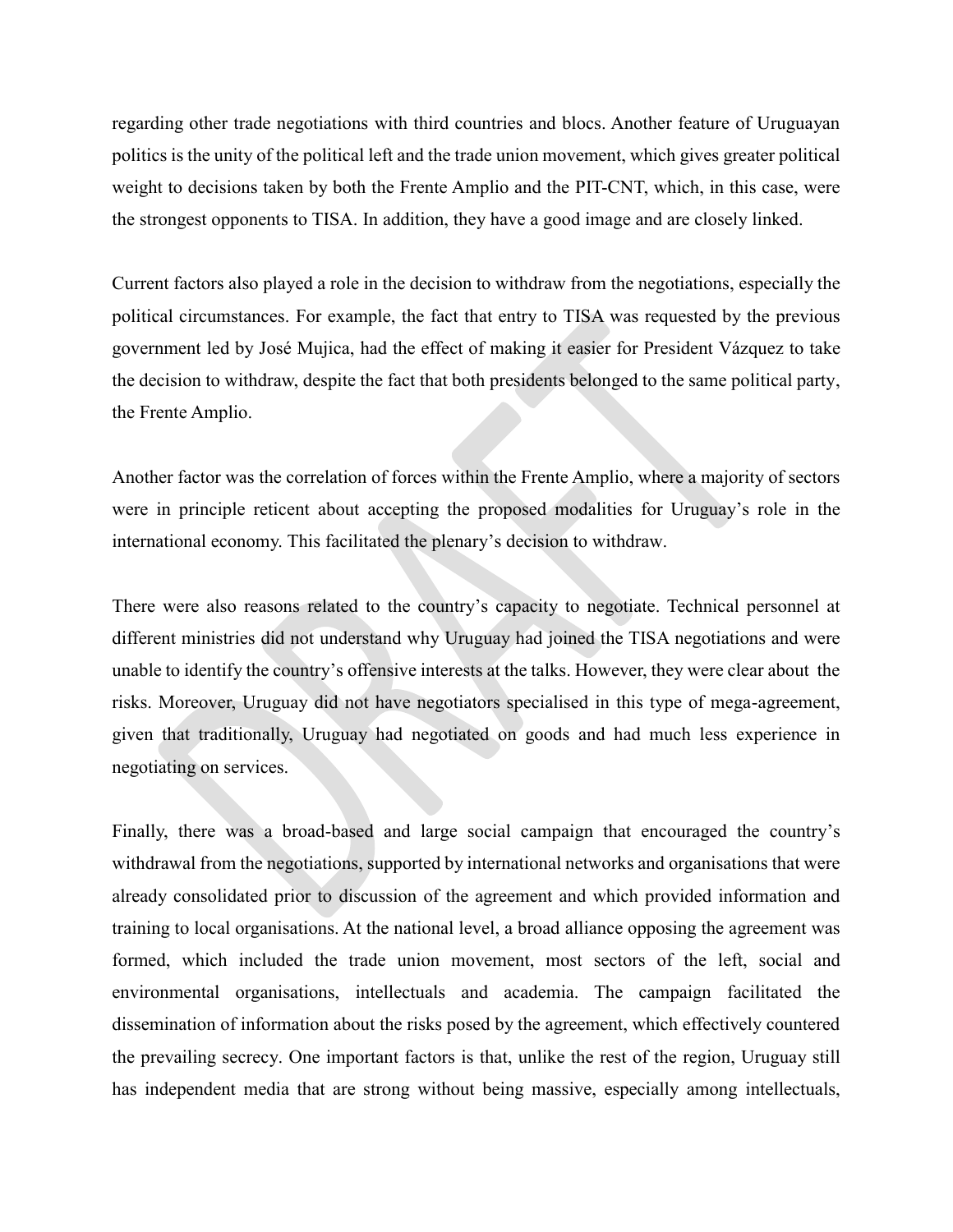regarding other trade negotiations with third countries and blocs. Another feature of Uruguayan politics is the unity of the political left and the trade union movement, which gives greater political weight to decisions taken by both the Frente Amplio and the PIT-CNT, which, in this case, were the strongest opponents to TISA. In addition, they have a good image and are closely linked.

Current factors also played a role in the decision to withdraw from the negotiations, especially the political circumstances. For example, the fact that entry to TISA was requested by the previous government led by José Mujica, had the effect of making it easier for President Vázquez to take the decision to withdraw, despite the fact that both presidents belonged to the same political party, the Frente Amplio.

Another factor was the correlation of forces within the Frente Amplio, where a majority of sectors were in principle reticent about accepting the proposed modalities for Uruguay's role in the international economy. This facilitated the plenary's decision to withdraw.

There were also reasons related to the country's capacity to negotiate. Technical personnel at different ministries did not understand why Uruguay had joined the TISA negotiations and were unable to identify the country's offensive interests at the talks. However, they were clear about the risks. Moreover, Uruguay did not have negotiators specialised in this type of mega-agreement, given that traditionally, Uruguay had negotiated on goods and had much less experience in negotiating on services.

Finally, there was a broad-based and large social campaign that encouraged the country's withdrawal from the negotiations, supported by international networks and organisations that were already consolidated prior to discussion of the agreement and which provided information and training to local organisations. At the national level, a broad alliance opposing the agreement was formed, which included the trade union movement, most sectors of the left, social and environmental organisations, intellectuals and academia. The campaign facilitated the dissemination of information about the risks posed by the agreement, which effectively countered the prevailing secrecy. One important factors is that, unlike the rest of the region, Uruguay still has independent media that are strong without being massive, especially among intellectuals,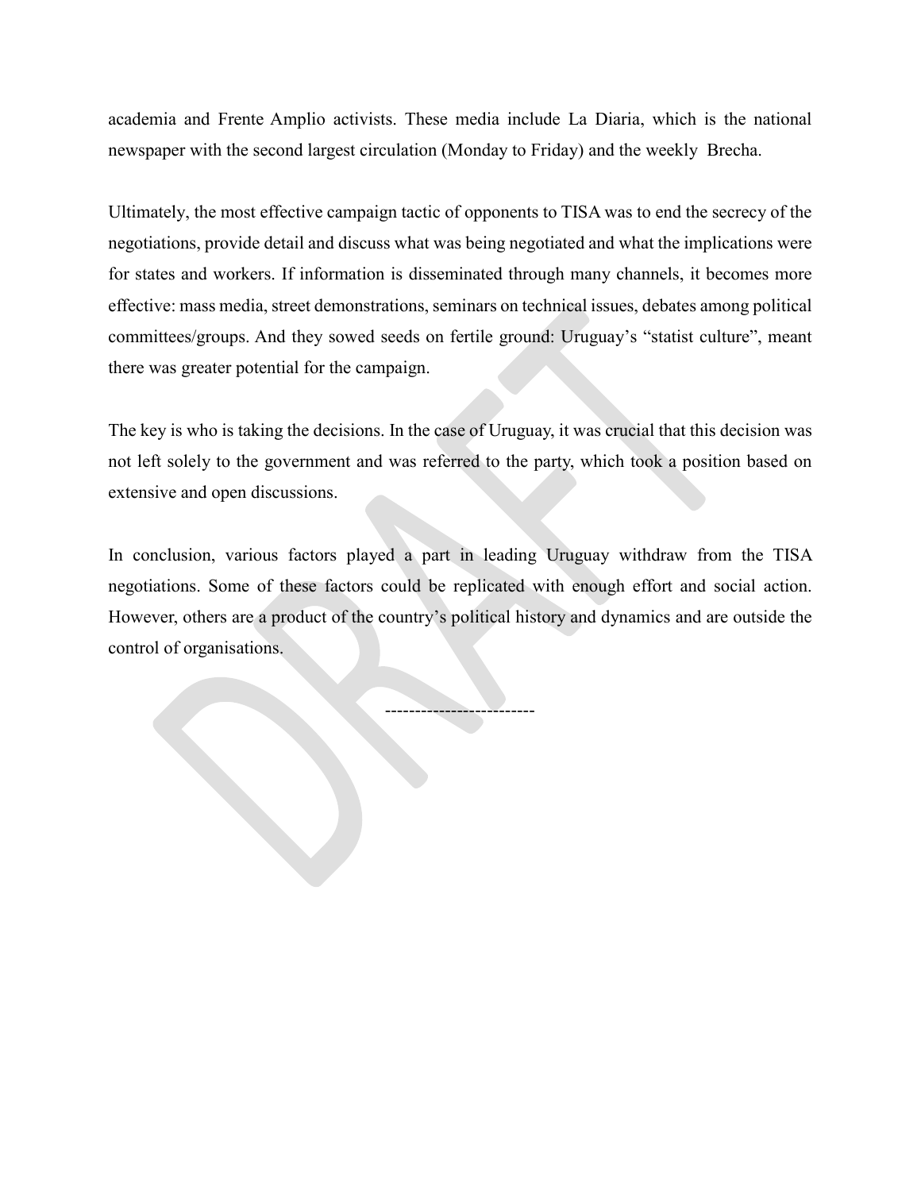academia and Frente Amplio activists. These media include La Diaria, which is the national newspaper with the second largest circulation (Monday to Friday) and the weekly Brecha.

Ultimately, the most effective campaign tactic of opponents to TISA was to end the secrecy of the negotiations, provide detail and discuss what was being negotiated and what the implications were for states and workers. If information is disseminated through many channels, it becomes more effective: mass media, street demonstrations, seminars on technical issues, debates among political committees/groups. And they sowed seeds on fertile ground: Uruguay's "statist culture", meant there was greater potential for the campaign.

The key is who is taking the decisions. In the case of Uruguay, it was crucial that this decision was not left solely to the government and was referred to the party, which took a position based on extensive and open discussions.

In conclusion, various factors played a part in leading Uruguay withdraw from the TISA negotiations. Some of these factors could be replicated with enough effort and social action. However, others are a product of the country's political history and dynamics and are outside the control of organisations.

------------------------